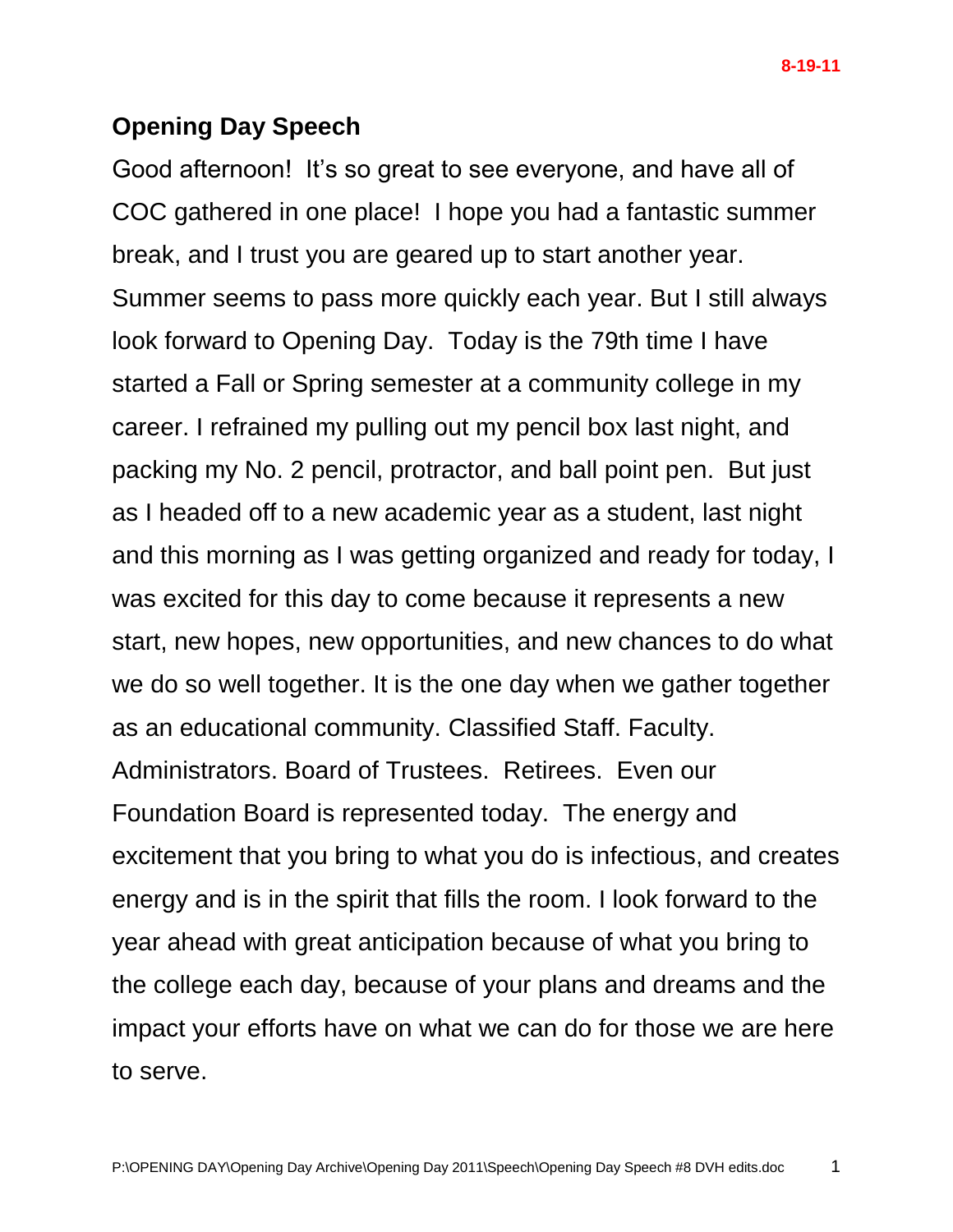8-19-11

# Opening Day Speech

Good afternoon! It's so great to see everyone, and have all of COC gathered in one place! I hope you had a fantastic summer break, and I trust you are geared up to start another year. Summer seems to pass more quickly each year. But I still always look forward to Opening Day. Today is the 79th time I have started a Fall or Spring semester at a community college in my career. I refrained my pulling out my pencil box last night, and packing my No. 2 pencil, protractor, and ball point pen. But just as I headed off to a new academic year as a student, last night and this morning as I was getting organized and ready for today, I was excited for this day to come because it represents a new start, new hopes, new opportunities, and new chances to do what we do so well together. It is the one day when we gather together as an educational community. Classified Staff. Faculty. Administrators. Board of Trustees. Retirees. Even our Foundation Board is represented today. The energy and excitement that you bring to what you do is infectious, and creates energy and is in the spirit that fills the room. I look forward to the year ahead with great anticipation because of what you bring to the college each day, because of your plans and dreams and the impact your efforts have on what we can do for those we are here to serve.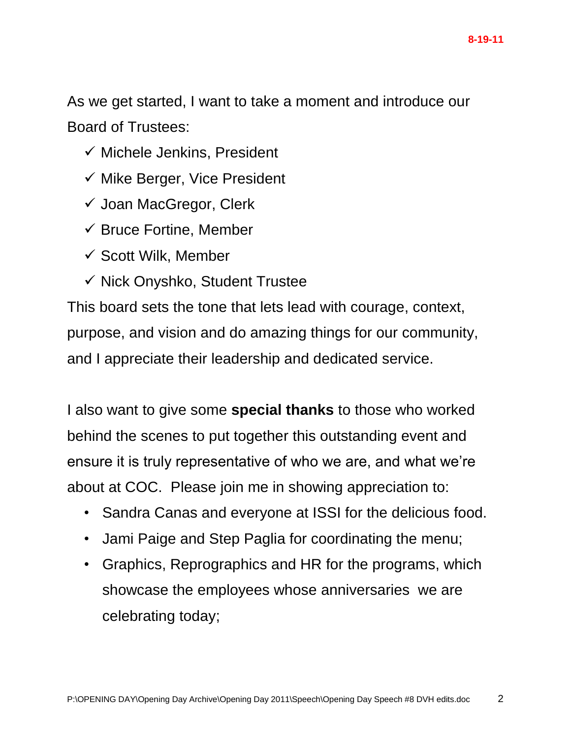As we get started, I want to take a moment and introduce our Board of Trustees:

- ✓ Michele Jenkins, President
- ✓ Mike Berger, Vice President
- ✓ Joan MacGregor, Clerk
- ✓ Bruce Fortine, Member
- ✓ Scott Wilk, Member
- ✓ Nick Onyshko, Student Trustee

This board sets the tone that lets lead with courage, context, purpose, and vision and do amazing things for our community, and I appreciate their leadership and dedicated service.

I also want to give some **special thanks** to those who worked behind the scenes to put together this outstanding event and ensure it is truly representative of who we are, and what we're about at COC. Please join me in showing appreciation to:

- Sandra Canas and everyone at ISSI for the delicious food.
- Jami Paige and Step Paglia for coordinating the menu;
- Graphics, Reprographics and HR for the programs, which showcase the employees whose anniversaries we are celebrating today;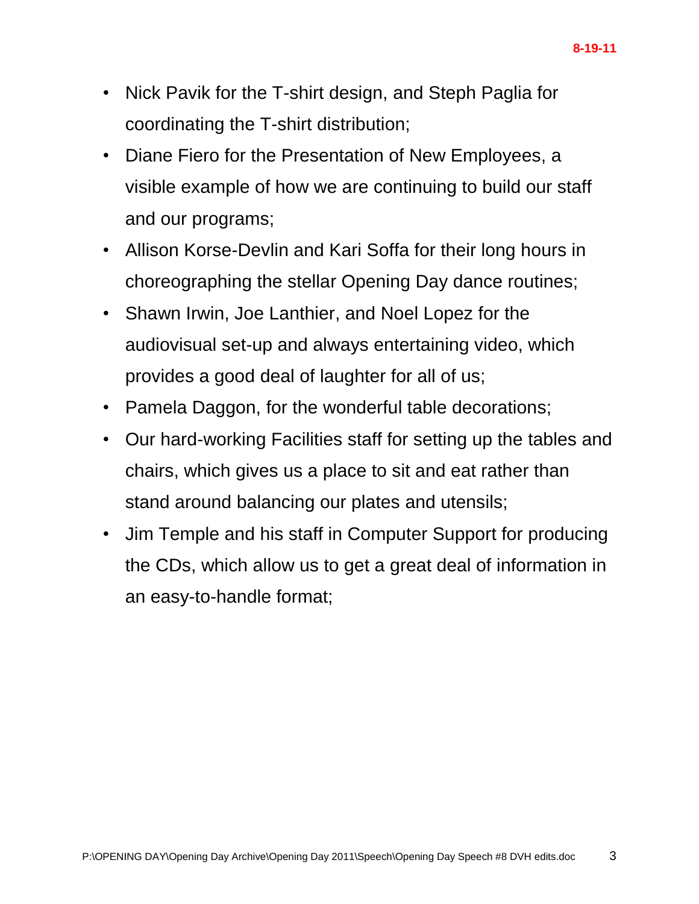- Nick Pavik for the T-shirt design, and Steph Paglia for coordinating the T-shirt distribution;
- Diane Fiero for the Presentation of New Employees, a visible example of how we are continuing to build our staff and our programs;
- Allison Korse-Devlin and Kari Soffa for their long hours in choreographing the stellar Opening Day dance routines;
- Shawn Irwin, Joe Lanthier, and Noel Lopez for the audiovisual set-up and always entertaining video, which provides a good deal of laughter for all of us;
- Pamela Daggon, for the wonderful table decorations;
- Our hard-working Facilities staff for setting up the tables and chairs, which gives us a place to sit and eat rather than stand around balancing our plates and utensils;
- Jim Temple and his staff in Computer Support for producing the CDs, which allow us to get a great deal of information in an easy-to-handle format;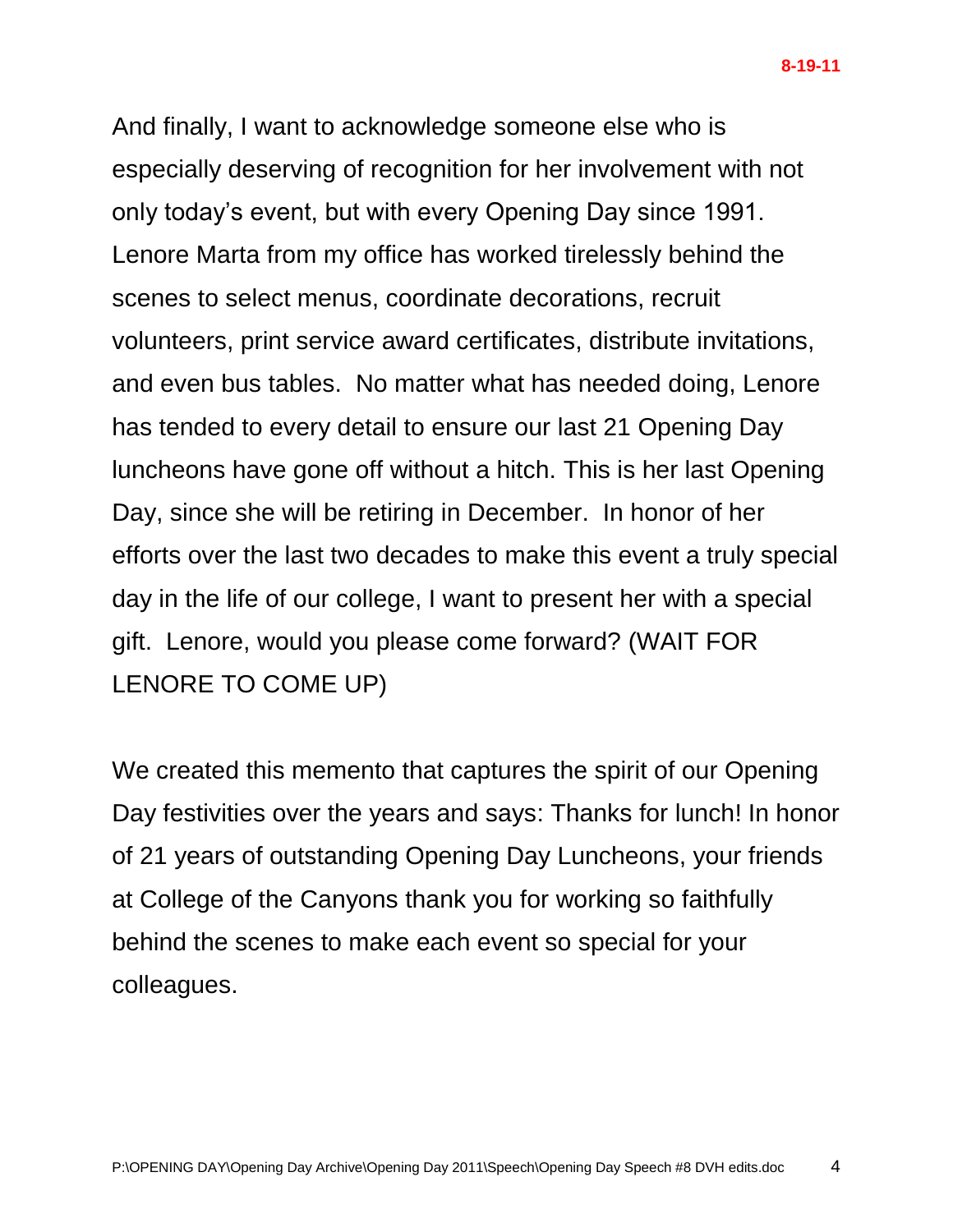And finally, I want to acknowledge someone else who is especially deserving of recognition for her involvement with not only today's event, but with every Opening Day since 1991. Lenore Marta from my office has worked tirelessly behind the scenes to select menus, coordinate decorations, recruit volunteers, print service award certificates, distribute invitations, and even bus tables. No matter what has needed doing, Lenore has tended to every detail to ensure our last 21 Opening Day luncheons have gone off without a hitch. This is her last Opening Day, since she will be retiring in December. In honor of her efforts over the last two decades to make this event a truly special day in the life of our college, I want to present her with a special gift. Lenore, would you please come forward? (WAIT FOR LENORE TO COME UP)

We created this memento that captures the spirit of our Opening Day festivities over the years and says: Thanks for lunch! In honor of 21 years of outstanding Opening Day Luncheons, your friends at College of the Canyons thank you for working so faithfully behind the scenes to make each event so special for your colleagues.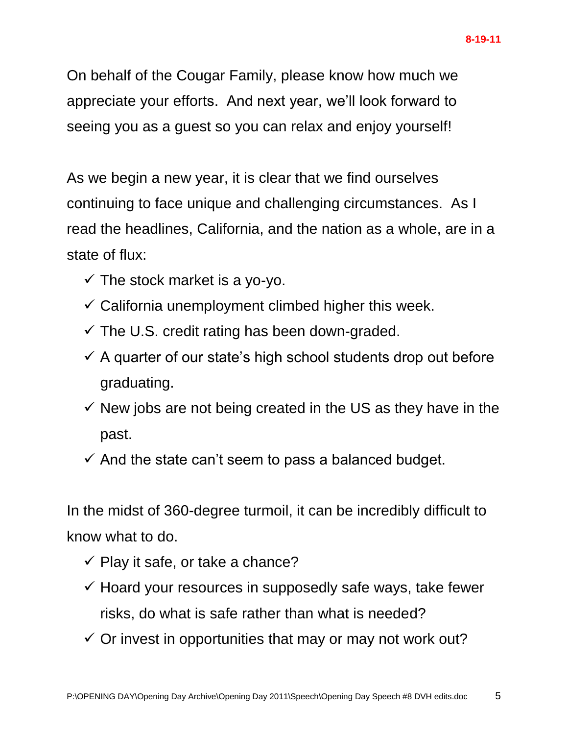On behalf of the Cougar Family, please know how much we appreciate your efforts. And next year, we'll look forward to seeing you as a guest so you can relax and enjoy yourself!

As we begin a new year, it is clear that we find ourselves continuing to face unique and challenging circumstances. As I read the headlines, California, and the nation as a whole, are in a state of flux:

- ✓ The stock market is a yo-yo.
- ✓ California unemployment climbed higher this week.
- ✓ The U.S. credit rating has been down-graded.
- ✓ A quarter of our state's high school students drop out before graduating.
- ✓ New jobs are not being created in the US as they have in the past.
- ✓ And the state can't seem to pass a balanced budget.

In the midst of 360-degree turmoil, it can be incredibly difficult to know what to do.

- ✓ Play it safe, or take a chance?
- ✓ Hoard your resources in supposedly safe ways, take fewer risks, do what is safe rather than what is needed?
- ✓ Or invest in opportunities that may or may not work out?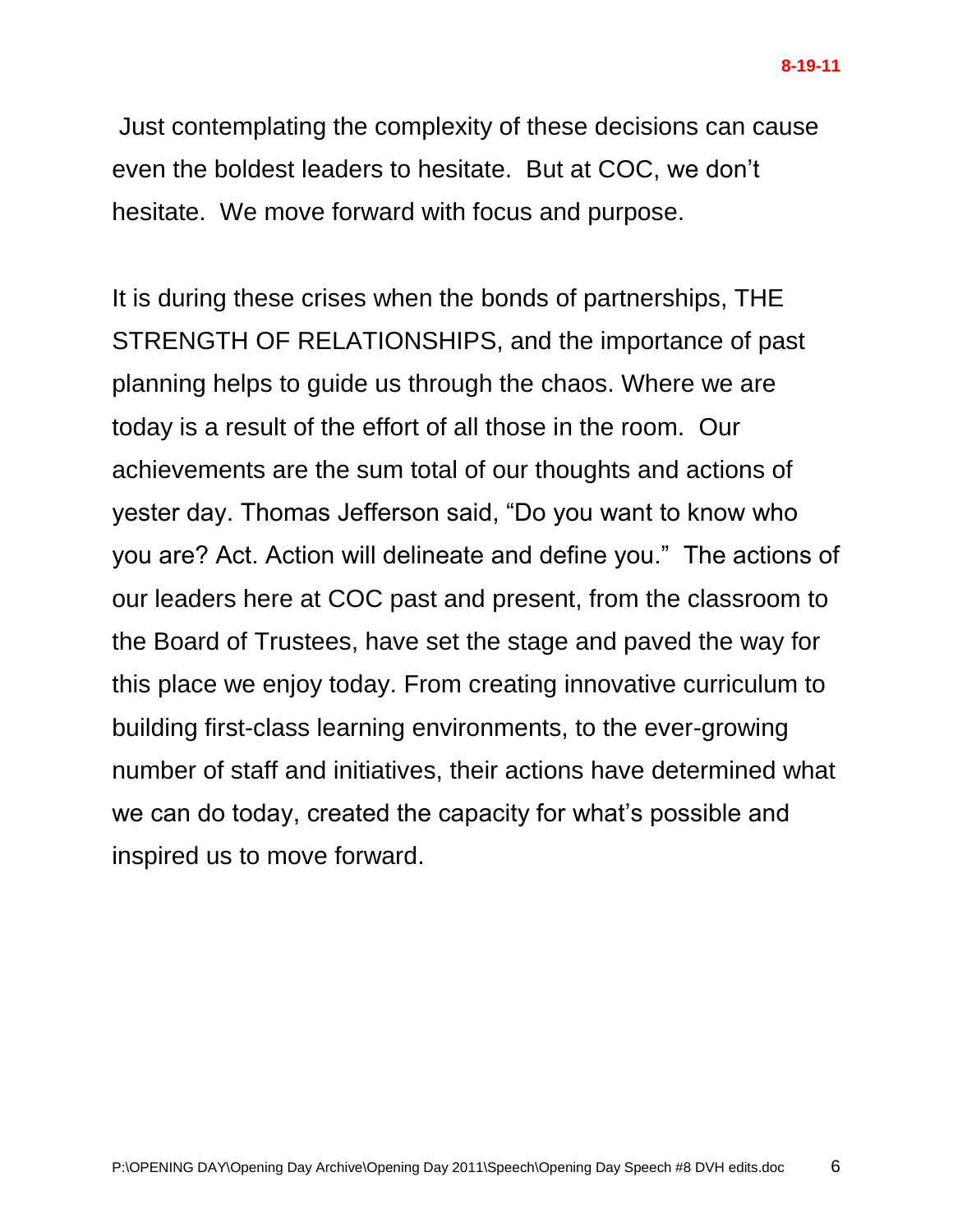Just contemplating the complexity of these decisions can cause even the boldest leaders to hesitate. But at COC, we don't hesitate. We move forward with focus and purpose.

It is during these crises when the bonds of partnerships, THE STRENGTH OF RELATIONSHIPS, and the importance of past planning helps to guide us through the chaos. Where we are today is a result of the effort of all those in the room. Our achievements are the sum total of our thoughts and actions of yester day. Thomas Jefferson said, "Do you want to know who you are? Act. Action will delineate and define you." The actions of our leaders here at COC past and present, from the classroom to the Board of Trustees, have set the stage and paved the way for this place we enjoy today. From creating innovative curriculum to building first-class learning environments, to the ever-growing number of staff and initiatives, their actions have determined what we can do today, created the capacity for what's possible and inspired us to move forward.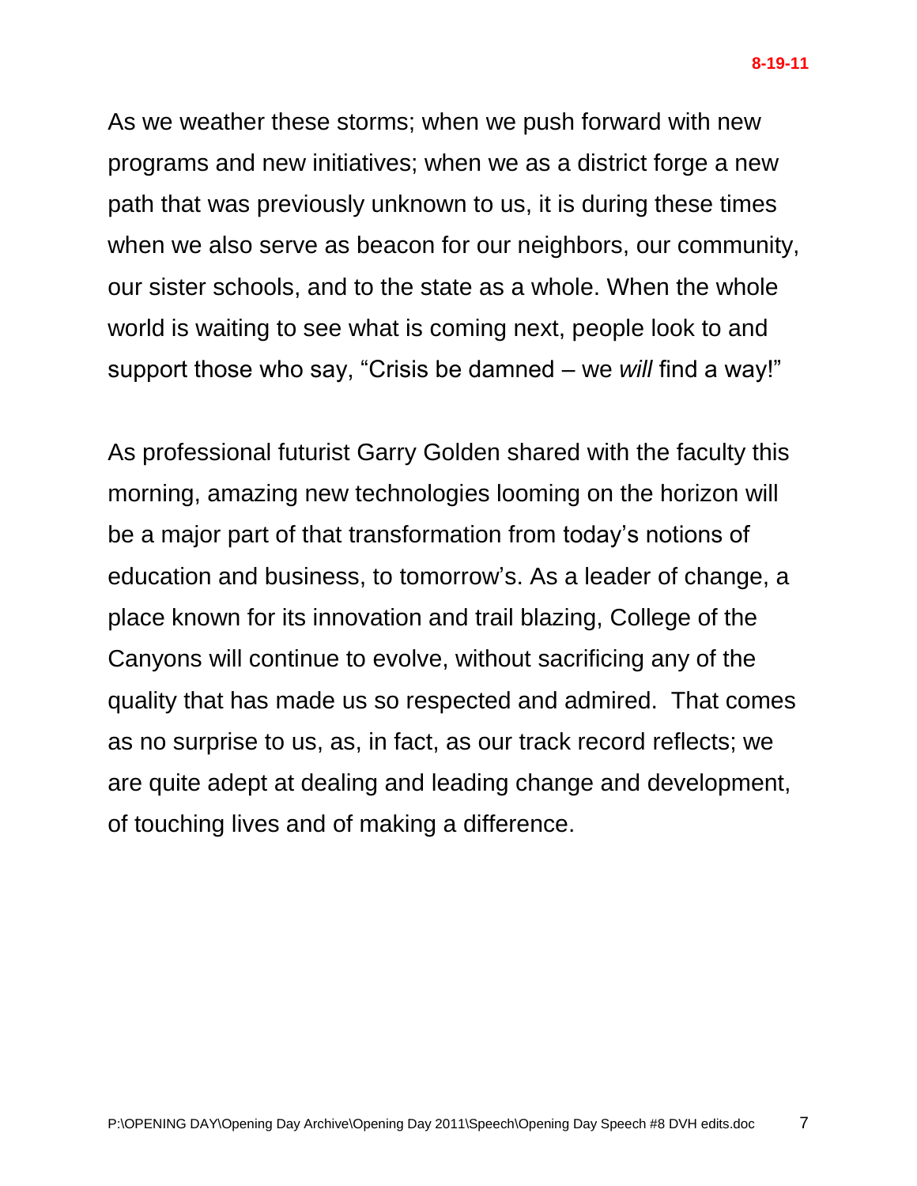As we weather these storms; when we push forward with new programs and new initiatives; when we as a district forge a new path that was previously unknown to us, it is during these times when we also serve as beacon for our neighbors, our community, our sister schools, and to the state as a whole. When the whole world is waiting to see what is coming next, people look to and support those who say, "Crisis be damned – we *will* find a way!"

As professional futurist Garry Golden shared with the faculty this morning, amazing new technologies looming on the horizon will be a major part of that transformation from today's notions of education and business, to tomorrow's. As a leader of change, a place known for its innovation and trail blazing, College of the Canyons will continue to evolve, without sacrificing any of the quality that has made us so respected and admired. That comes as no surprise to us, as, in fact, as our track record reflects; we are quite adept at dealing and leading change and development, of touching lives and of making a difference.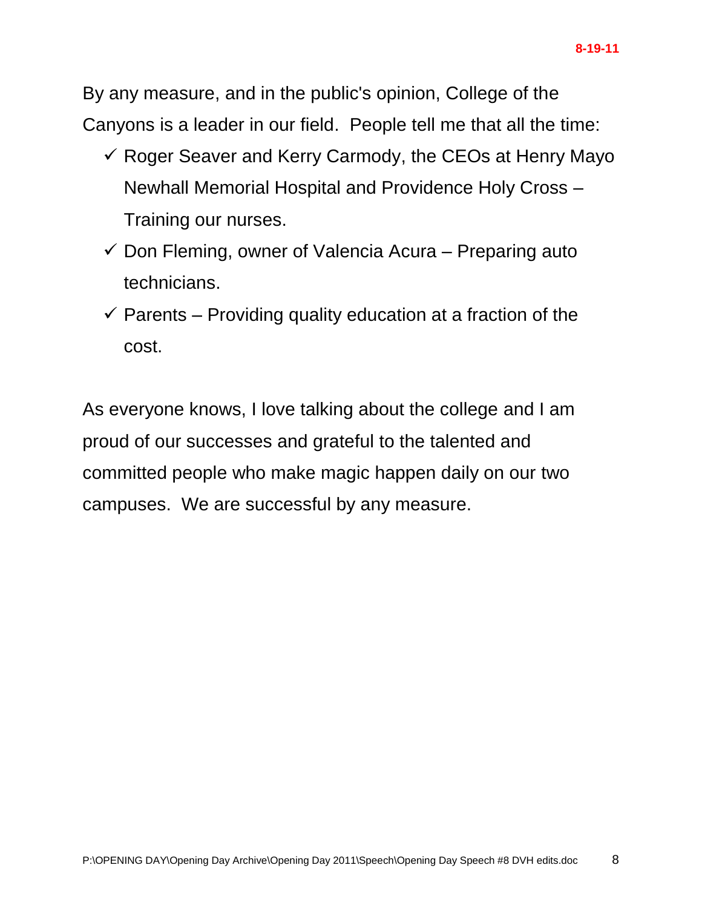By any measure, and in the public's opinion, College of the Canyons is a leader in our field. People tell me that all the time:

- ✓ Roger Seaver and Kerry Carmody, the CEOs at Henry Mayo Newhall Memorial Hospital and Providence Holy Cross – Training our nurses.
- ✓ Don Fleming, owner of Valencia Acura – Preparing auto technicians.
- ✓ Parents – Providing quality education at a fraction of the cost.

As everyone knows, I love talking about the college and I am proud of our successes and grateful to the talented and committed people who make magic happen daily on our two campuses. We are successful by any measure.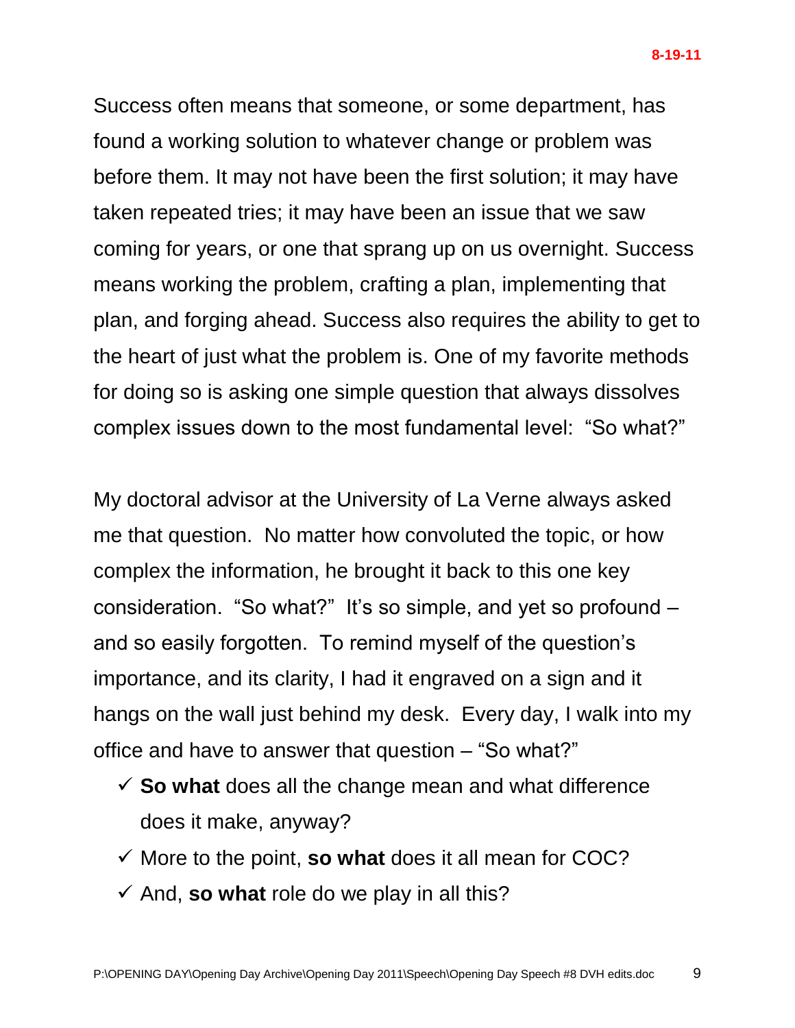Success often means that someone, or some department, has found a working solution to whatever change or problem was before them. It may not have been the first solution; it may have taken repeated tries; it may have been an issue that we saw coming for years, or one that sprang up on us overnight. Success means working the problem, crafting a plan, implementing that plan, and forging ahead. Success also requires the ability to get to the heart of just what the problem is. One of my favorite methods for doing so is asking one simple question that always dissolves complex issues down to the most fundamental level: "So what?"

My doctoral advisor at the University of La Verne always asked me that question. No matter how convoluted the topic, or how complex the information, he brought it back to this one key consideration. "So what?" It's so simple, and yet so profound – and so easily forgotten. To remind myself of the question's importance, and its clarity, I had it engraved on a sign and it hangs on the wall just behind my desk. Every day, I walk into my office and have to answer that question – "So what?"

- ✓ **So what** does all the change mean and what difference does it make, anyway?
- ✓ More to the point, **so what** does it all mean for COC?
- ✓ And, **so what** role do we play in all this?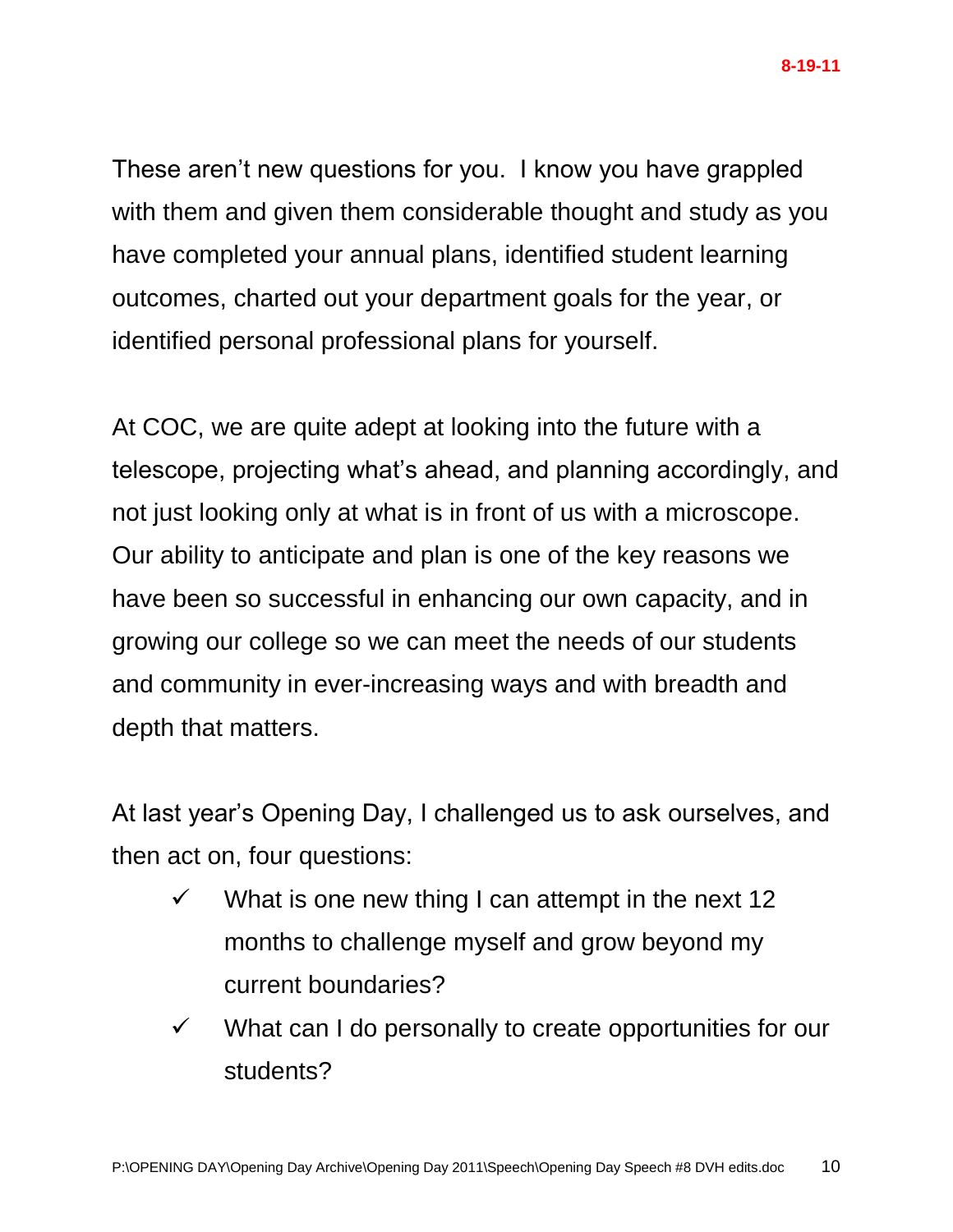These aren't new questions for you. I know you have grappled with them and given them considerable thought and study as you have completed your annual plans, identified student learning outcomes, charted out your department goals for the year, or identified personal professional plans for yourself.

At COC, we are quite adept at looking into the future with a telescope, projecting what's ahead, and planning accordingly, and not just looking only at what is in front of us with a microscope. Our ability to anticipate and plan is one of the key reasons we have been so successful in enhancing our own capacity, and in growing our college so we can meet the needs of our students and community in ever-increasing ways and with breadth and depth that matters.

At last year's Opening Day, I challenged us to ask ourselves, and then act on, four questions:

- ✓ What is one new thing I can attempt in the next 12 months to challenge myself and grow beyond my current boundaries?
- ✓ What can I do personally to create opportunities for our students?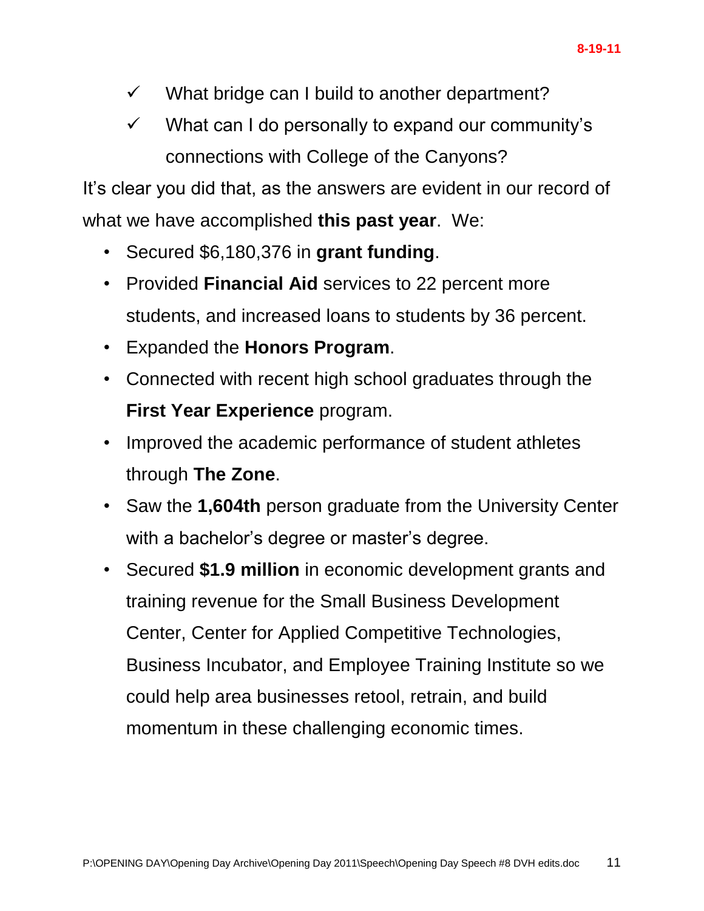- ✓ What bridge can I build to another department?
- ✓ What can I do personally to expand our community's connections with College of the Canyons?

It's clear you did that, as the answers are evident in our record of what we have accomplished **this past year**. We:

- Secured $6,180,376 in **grant funding**.
- Provided **Financial Aid** services to 22 percent more students, and increased loans to students by 36 percent.
- Expanded the **Honors Program**.
- Connected with recent high school graduates through the **First Year Experience** program.
- Improved the academic performance of student athletes through **The Zone**.
- Saw the **1,604th** person graduate from the University Center with a bachelor's degree or master's degree.
- Secured **$1.9 million** in economic development grants and training revenue for the Small Business Development Center, Center for Applied Competitive Technologies, Business Incubator, and Employee Training Institute so we could help area businesses retool, retrain, and build momentum in these challenging economic times.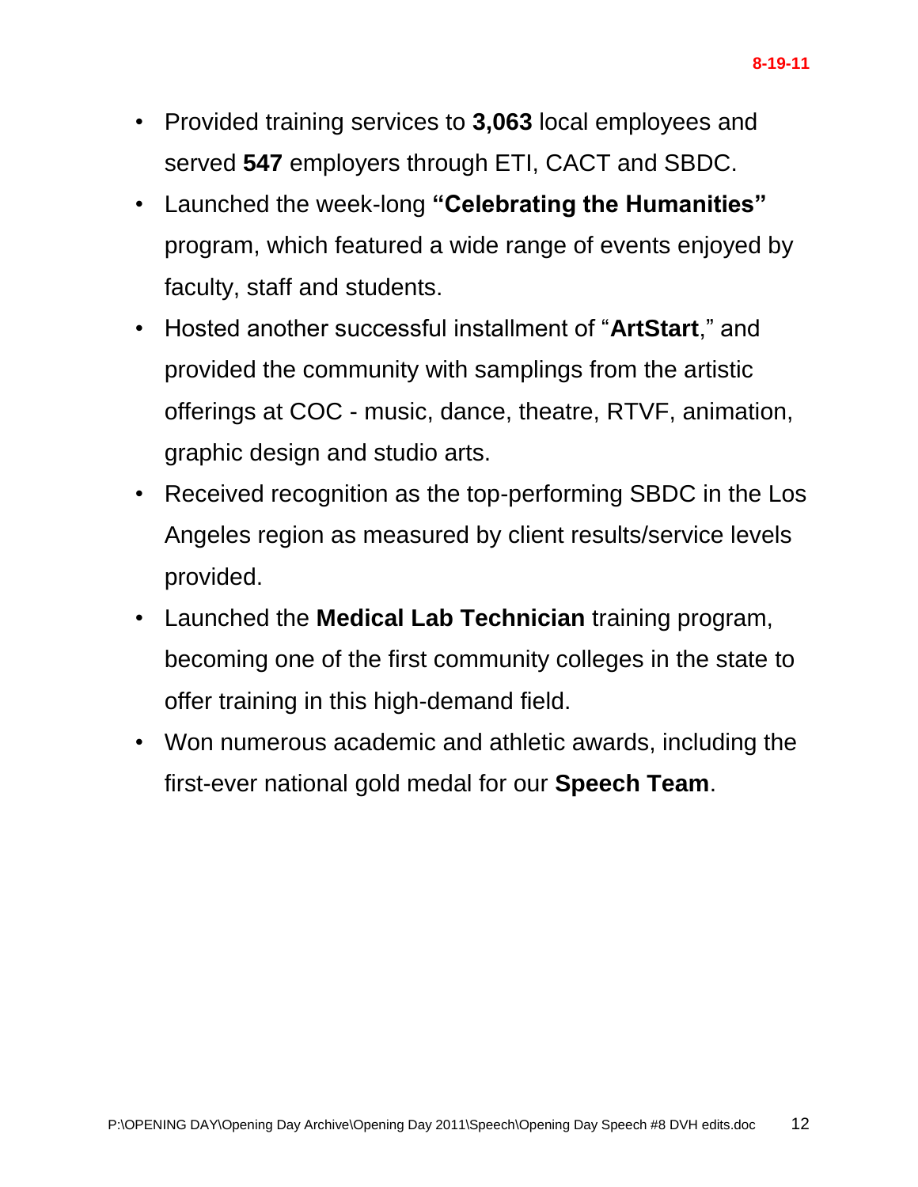- Provided training services to **3,063** local employees and served **547** employers through ETI, CACT and SBDC.
- Launched the week-long **"Celebrating the Humanities"** program, which featured a wide range of events enjoyed by faculty, staff and students.
- Hosted another successful installment of "**ArtStart**," and provided the community with samplings from the artistic offerings at COC - music, dance, theatre, RTVF, animation, graphic design and studio arts.
- Received recognition as the top-performing SBDC in the Los Angeles region as measured by client results/service levels provided.
- Launched the **Medical Lab Technician** training program, becoming one of the first community colleges in the state to offer training in this high-demand field.
- Won numerous academic and athletic awards, including the first-ever national gold medal for our **Speech Team**.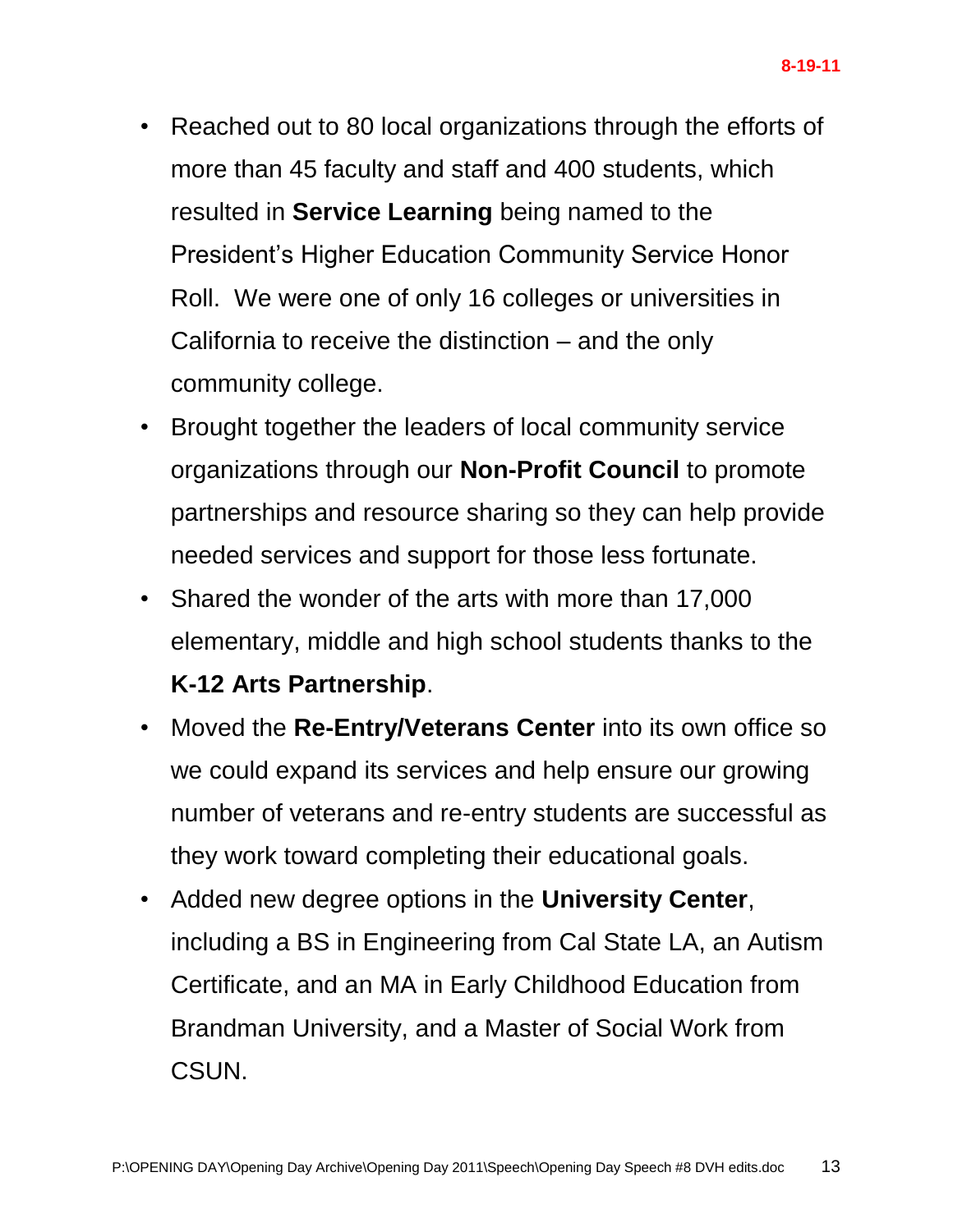- Reached out to 80 local organizations through the efforts of more than 45 faculty and staff and 400 students, which resulted in **Service Learning** being named to the President's Higher Education Community Service Honor Roll. We were one of only 16 colleges or universities in California to receive the distinction – and the only community college.
- Brought together the leaders of local community service organizations through our **Non-Profit Council** to promote partnerships and resource sharing so they can help provide needed services and support for those less fortunate.
- Shared the wonder of the arts with more than 17,000 elementary, middle and high school students thanks to the **K-12 Arts Partnership**.
- Moved the **Re-Entry/Veterans Center** into its own office so we could expand its services and help ensure our growing number of veterans and re-entry students are successful as they work toward completing their educational goals.
- Added new degree options in the **University Center**, including a BS in Engineering from Cal State LA, an Autism Certificate, and an MA in Early Childhood Education from Brandman University, and a Master of Social Work from CSUN.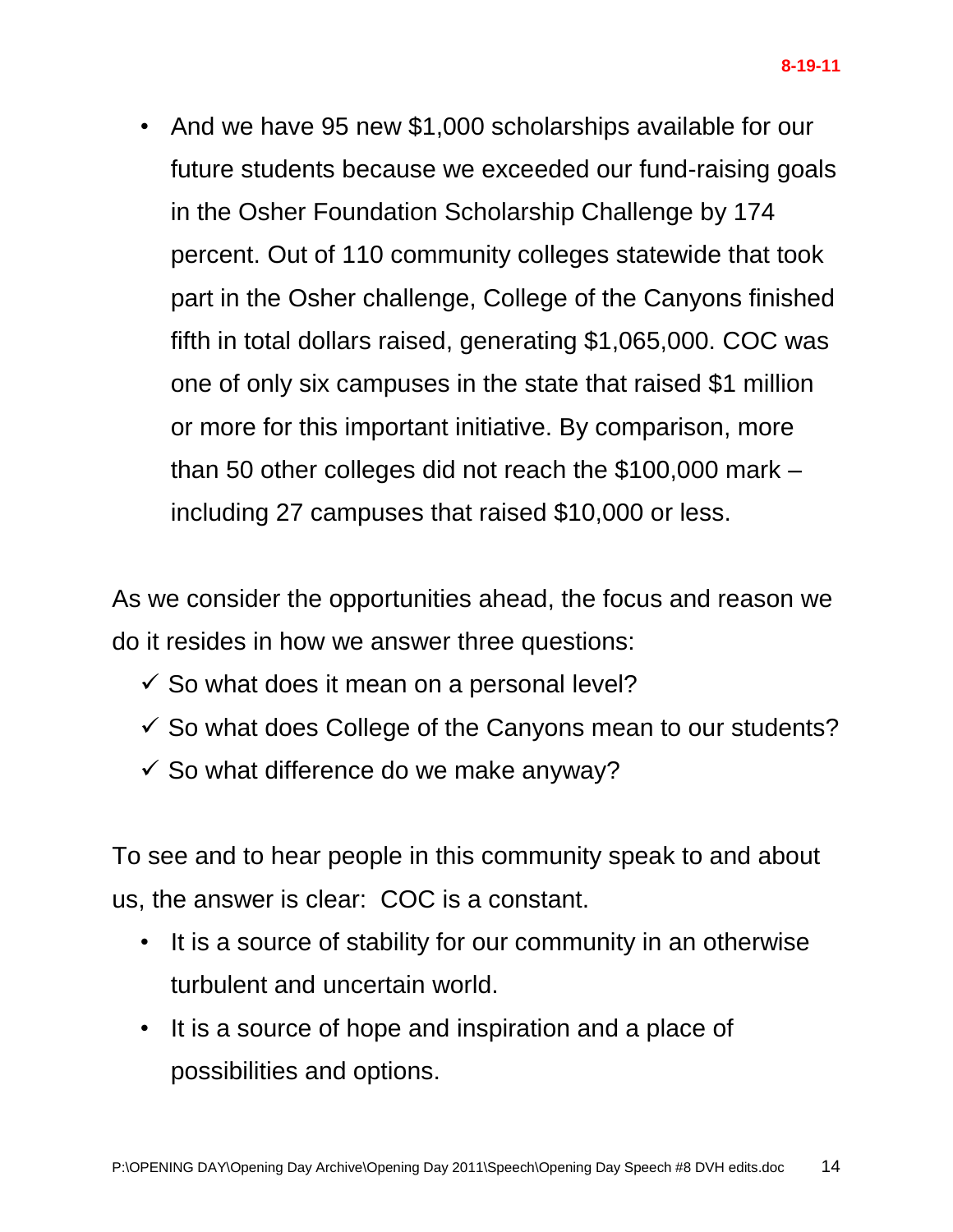- And we have 95 new $1,000 scholarships available for our future students because we exceeded our fund-raising goals in the Osher Foundation Scholarship Challenge by 174 percent. Out of 110 community colleges statewide that took part in the Osher challenge, College of the Canyons finished fifth in total dollars raised, generating $1,065,000. COC was one of only six campuses in the state that raised $1 million or more for this important initiative. By comparison, more than 50 other colleges did not reach the $100,000 mark – including 27 campuses that raised $10,000 or less.

As we consider the opportunities ahead, the focus and reason we do it resides in how we answer three questions:

- ✓ So what does it mean on a personal level?
- ✓ So what does College of the Canyons mean to our students?
- ✓ So what difference do we make anyway?

To see and to hear people in this community speak to and about us, the answer is clear:  COC is a constant.

- It is a source of stability for our community in an otherwise turbulent and uncertain world.
- It is a source of hope and inspiration and a place of possibilities and options.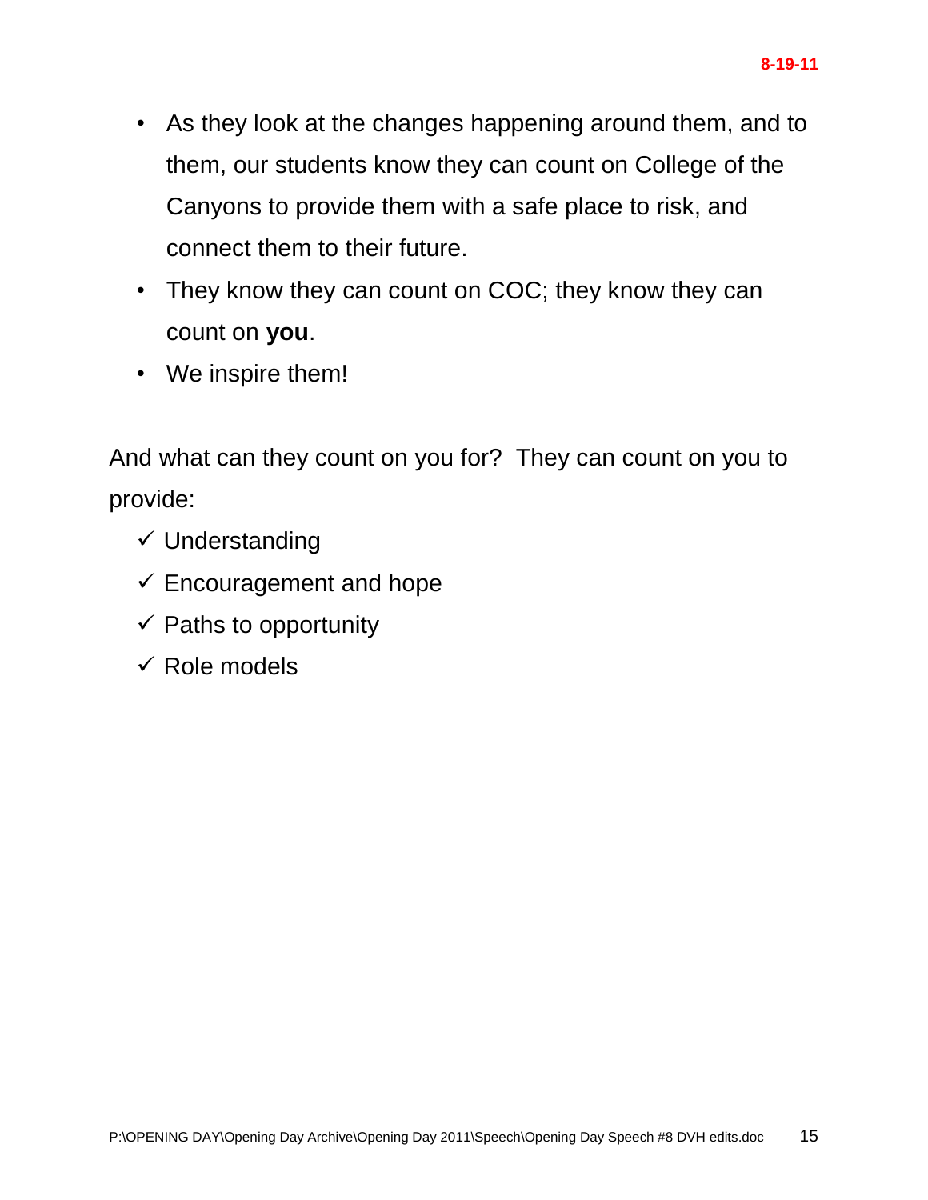- As they look at the changes happening around them, and to them, our students know they can count on College of the Canyons to provide them with a safe place to risk, and connect them to their future.
- They know they can count on COC; they know they can count on **you**.
- We inspire them!

And what can they count on you for? They can count on you to provide:

- ✓ Understanding
- ✓ Encouragement and hope
- ✓ Paths to opportunity
- ✓ Role models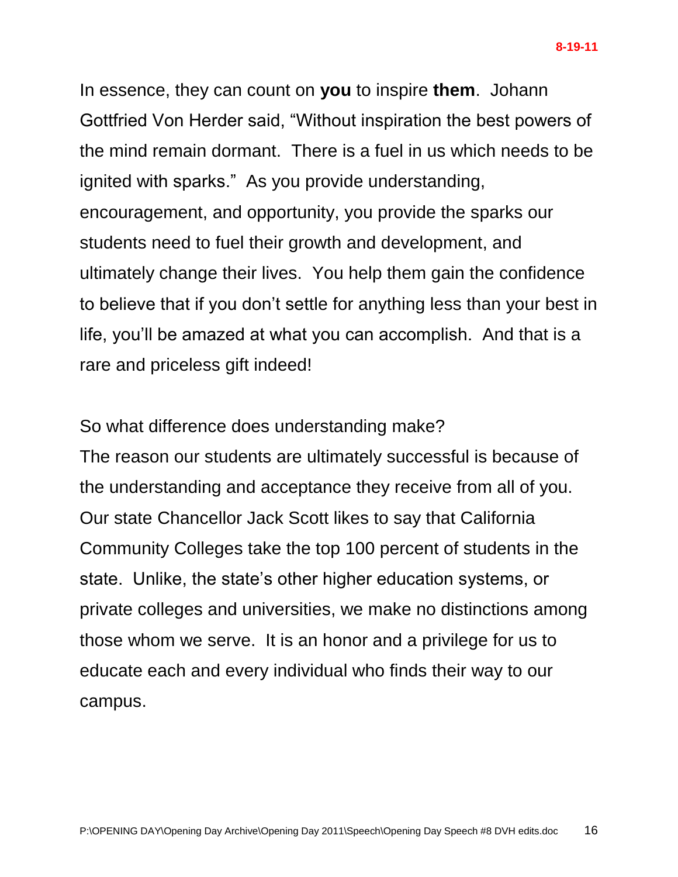In essence, they can count on **you** to inspire **them**. Johann Gottfried Von Herder said, "Without inspiration the best powers of the mind remain dormant. There is a fuel in us which needs to be ignited with sparks." As you provide understanding, encouragement, and opportunity, you provide the sparks our students need to fuel their growth and development, and ultimately change their lives. You help them gain the confidence to believe that if you don't settle for anything less than your best in life, you'll be amazed at what you can accomplish. And that is a rare and priceless gift indeed!

So what difference does understanding make?
The reason our students are ultimately successful is because of the understanding and acceptance they receive from all of you. Our state Chancellor Jack Scott likes to say that California Community Colleges take the top 100 percent of students in the state. Unlike, the state's other higher education systems, or private colleges and universities, we make no distinctions among those whom we serve. It is an honor and a privilege for us to educate each and every individual who finds their way to our campus.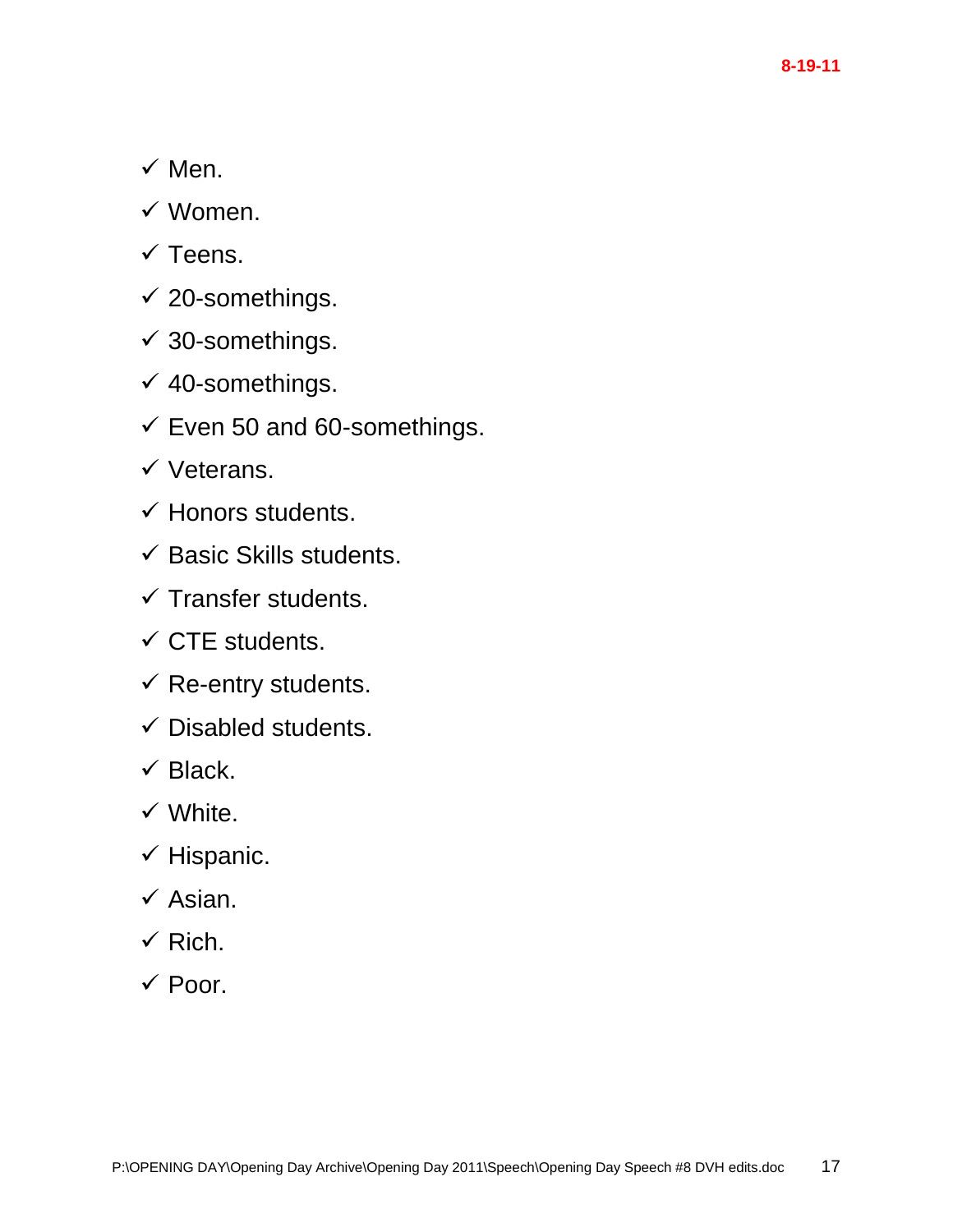- ✓ Men.
- ✓ Women.
- ✓ Teens.
- ✓ 20-somethings.
- ✓ 30-somethings.
- ✓ 40-somethings.
- ✓ Even 50 and 60-somethings.
- ✓ Veterans.
- ✓ Honors students.
- ✓ Basic Skills students.
- ✓ Transfer students.
- ✓ CTE students.
- ✓ Re-entry students.
- ✓ Disabled students.
- ✓ Black.
- ✓ White.
- ✓ Hispanic.
- ✓ Asian.
- ✓ Rich.
- ✓ Poor.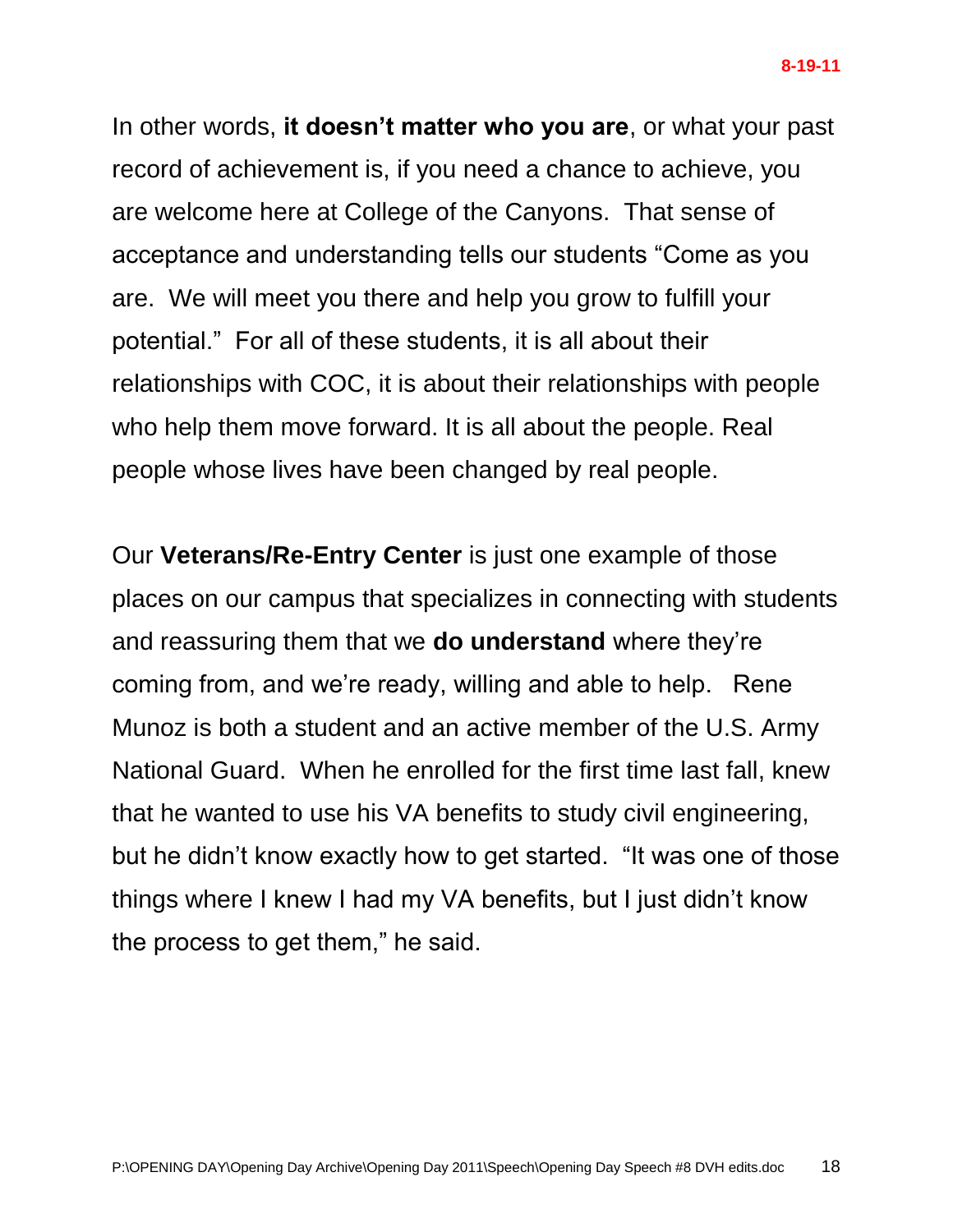In other words, **it doesn't matter who you are**, or what your past record of achievement is, if you need a chance to achieve, you are welcome here at College of the Canyons. That sense of acceptance and understanding tells our students "Come as you are. We will meet you there and help you grow to fulfill your potential." For all of these students, it is all about their relationships with COC, it is about their relationships with people who help them move forward. It is all about the people. Real people whose lives have been changed by real people.

Our **Veterans/Re-Entry Center** is just one example of those places on our campus that specializes in connecting with students and reassuring them that we **do understand** where they're coming from, and we're ready, willing and able to help. Rene Munoz is both a student and an active member of the U.S. Army National Guard. When he enrolled for the first time last fall, knew that he wanted to use his VA benefits to study civil engineering, but he didn't know exactly how to get started. "It was one of those things where I knew I had my VA benefits, but I just didn't know the process to get them," he said.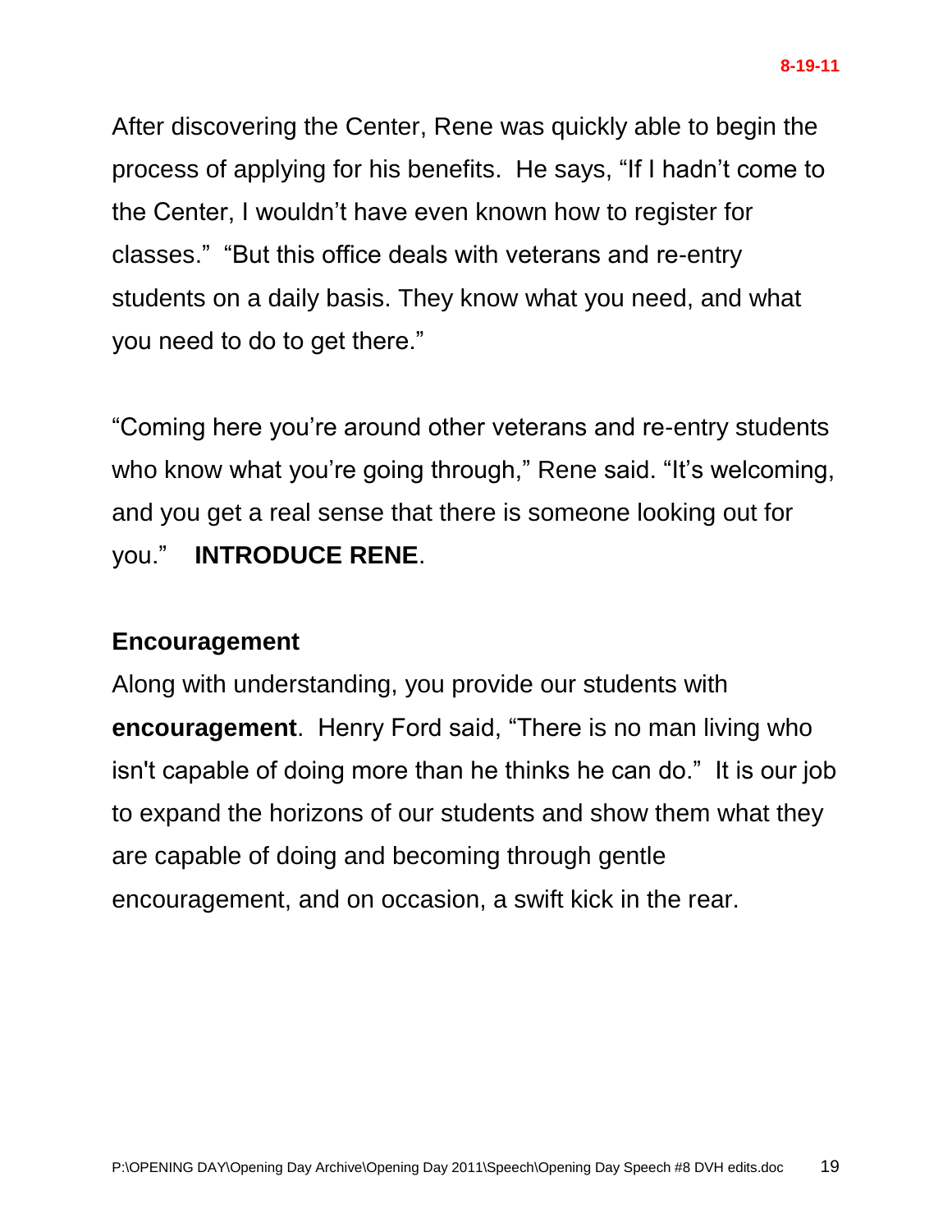After discovering the Center, Rene was quickly able to begin the process of applying for his benefits. He says, "If I hadn't come to the Center, I wouldn't have even known how to register for classes." "But this office deals with veterans and re-entry students on a daily basis. They know what you need, and what you need to do to get there."

"Coming here you're around other veterans and re-entry students who know what you're going through," Rene said. "It's welcoming, and you get a real sense that there is someone looking out for you." **INTRODUCE RENE**.

**Encouragement**

Along with understanding, you provide our students with **encouragement**. Henry Ford said, "There is no man living who isn't capable of doing more than he thinks he can do." It is our job to expand the horizons of our students and show them what they are capable of doing and becoming through gentle encouragement, and on occasion, a swift kick in the rear.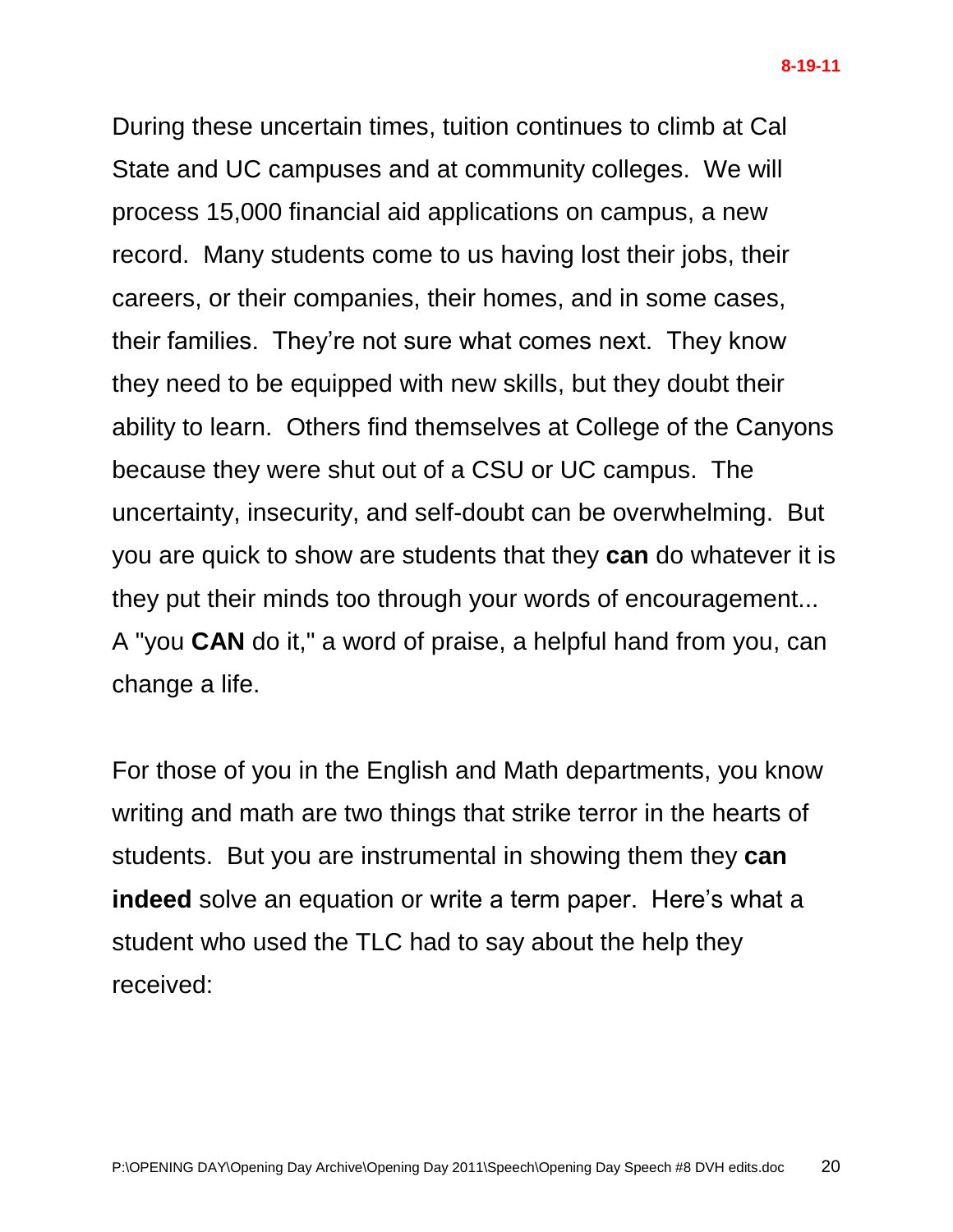During these uncertain times, tuition continues to climb at Cal State and UC campuses and at community colleges. We will process 15,000 financial aid applications on campus, a new record. Many students come to us having lost their jobs, their careers, or their companies, their homes, and in some cases, their families. They're not sure what comes next. They know they need to be equipped with new skills, but they doubt their ability to learn. Others find themselves at College of the Canyons because they were shut out of a CSU or UC campus. The uncertainty, insecurity, and self-doubt can be overwhelming. But you are quick to show are students that they **can** do whatever it is they put their minds too through your words of encouragement... A "you **CAN** do it," a word of praise, a helpful hand from you, can change a life.

For those of you in the English and Math departments, you know writing and math are two things that strike terror in the hearts of students. But you are instrumental in showing them they **can indeed** solve an equation or write a term paper. Here's what a student who used the TLC had to say about the help they received: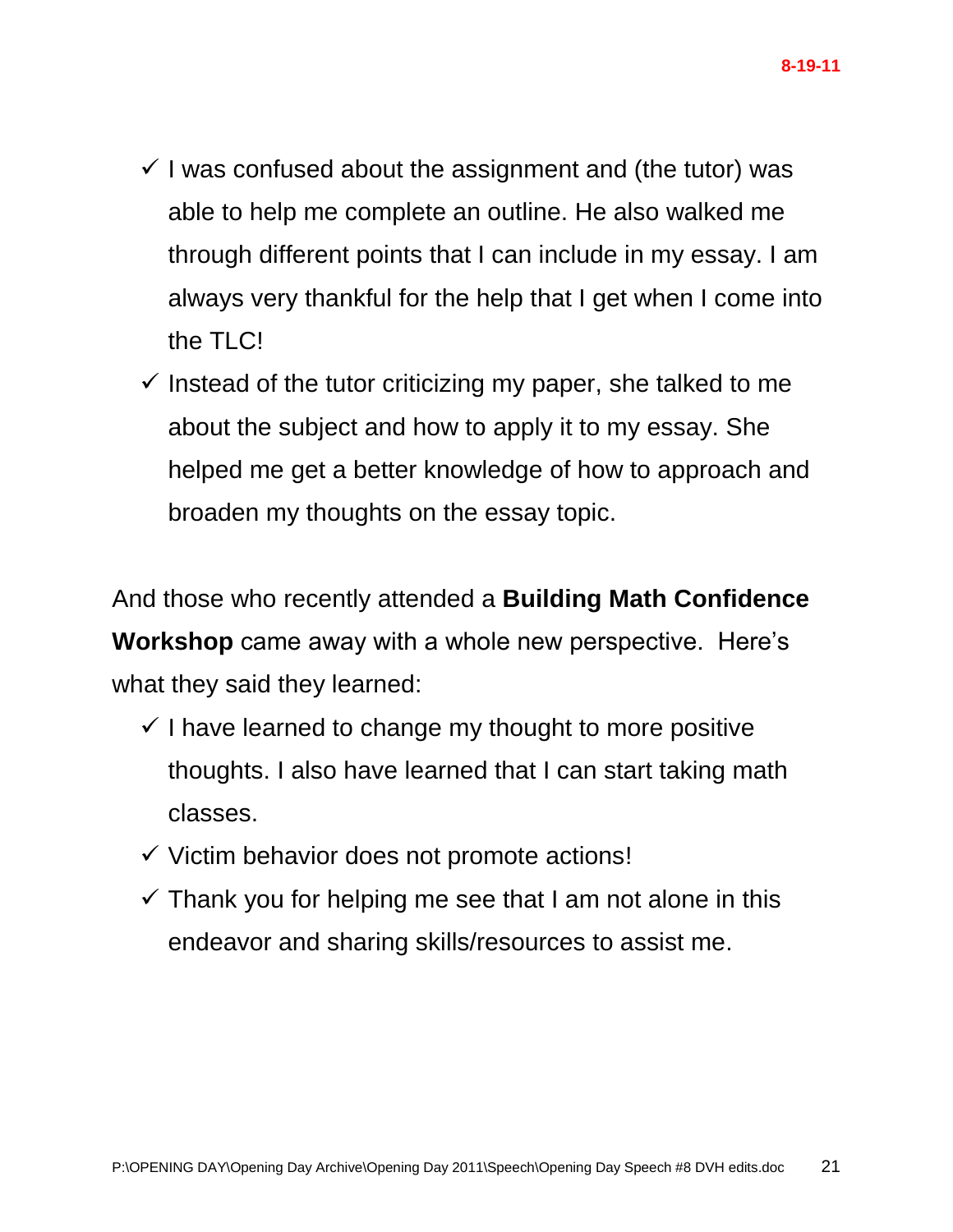- ✓ I was confused about the assignment and (the tutor) was able to help me complete an outline. He also walked me through different points that I can include in my essay. I am always very thankful for the help that I get when I come into the TLC!
- ✓ Instead of the tutor criticizing my paper, she talked to me about the subject and how to apply it to my essay. She helped me get a better knowledge of how to approach and broaden my thoughts on the essay topic.

And those who recently attended a **Building Math Confidence Workshop** came away with a whole new perspective. Here's what they said they learned:

- ✓ I have learned to change my thought to more positive thoughts. I also have learned that I can start taking math classes.
- ✓ Victim behavior does not promote actions!
- ✓ Thank you for helping me see that I am not alone in this endeavor and sharing skills/resources to assist me.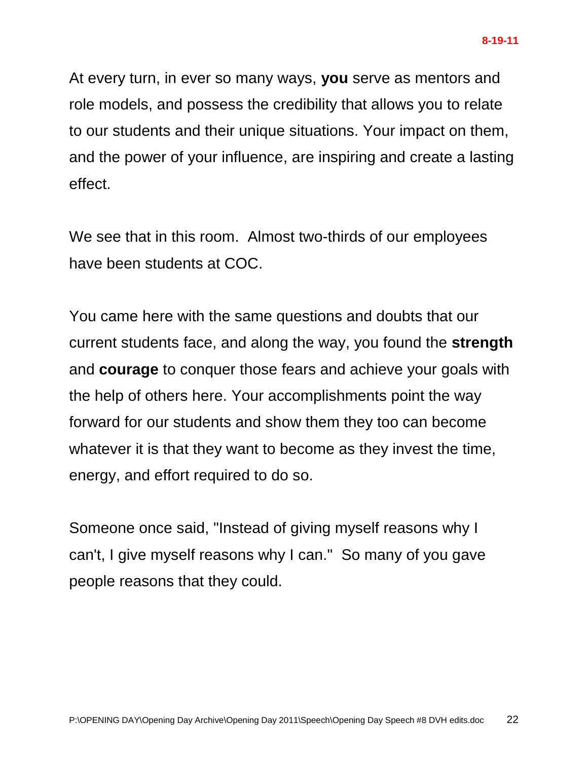At every turn, in ever so many ways, **you** serve as mentors and role models, and possess the credibility that allows you to relate to our students and their unique situations. Your impact on them, and the power of your influence, are inspiring and create a lasting effect.

We see that in this room. Almost two-thirds of our employees have been students at COC.

You came here with the same questions and doubts that our current students face, and along the way, you found the **strength** and **courage** to conquer those fears and achieve your goals with the help of others here. Your accomplishments point the way forward for our students and show them they too can become whatever it is that they want to become as they invest the time, energy, and effort required to do so.

Someone once said, "Instead of giving myself reasons why I can't, I give myself reasons why I can." So many of you gave people reasons that they could.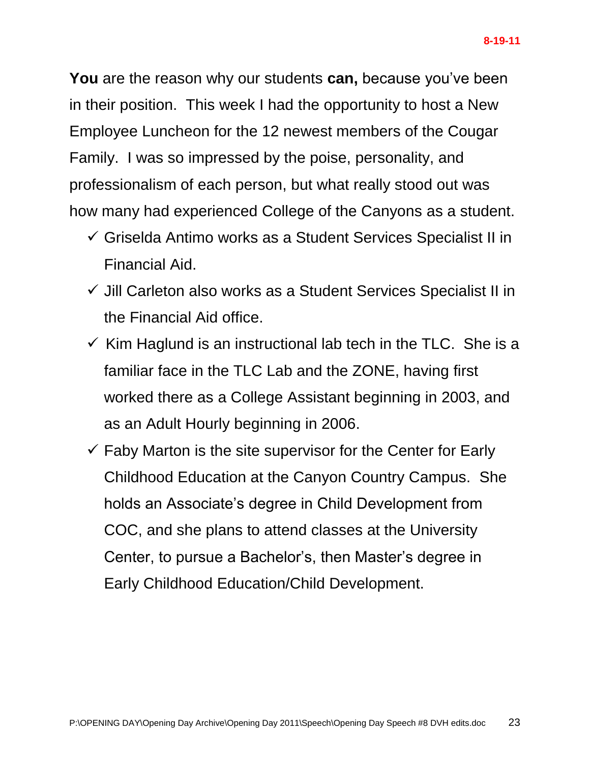**You** are the reason why our students **can,** because you've been in their position. This week I had the opportunity to host a New Employee Luncheon for the 12 newest members of the Cougar Family. I was so impressed by the poise, personality, and professionalism of each person, but what really stood out was how many had experienced College of the Canyons as a student.

- ✓ Griselda Antimo works as a Student Services Specialist II in Financial Aid.
- ✓ Jill Carleton also works as a Student Services Specialist II in the Financial Aid office.
- ✓ Kim Haglund is an instructional lab tech in the TLC. She is a familiar face in the TLC Lab and the ZONE, having first worked there as a College Assistant beginning in 2003, and as an Adult Hourly beginning in 2006.
- ✓ Faby Marton is the site supervisor for the Center for Early Childhood Education at the Canyon Country Campus. She holds an Associate's degree in Child Development from COC, and she plans to attend classes at the University Center, to pursue a Bachelor's, then Master's degree in Early Childhood Education/Child Development.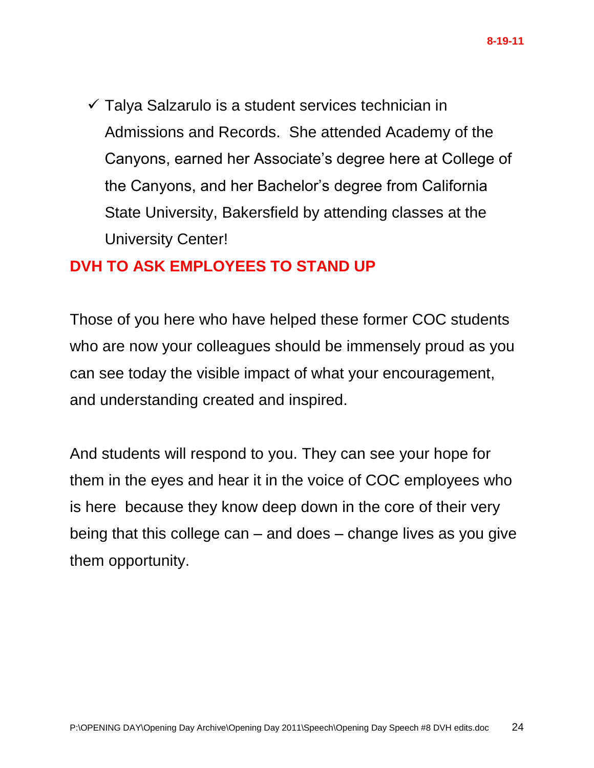- ✓ Talya Salzarulo is a student services technician in Admissions and Records. She attended Academy of the Canyons, earned her Associate's degree here at College of the Canyons, and her Bachelor's degree from California State University, Bakersfield by attending classes at the University Center!

**DVH TO ASK EMPLOYEES TO STAND UP**

Those of you here who have helped these former COC students who are now your colleagues should be immensely proud as you can see today the visible impact of what your encouragement, and understanding created and inspired.

And students will respond to you. They can see your hope for them in the eyes and hear it in the voice of COC employees who is here because they know deep down in the core of their very being that this college can – and does – change lives as you give them opportunity.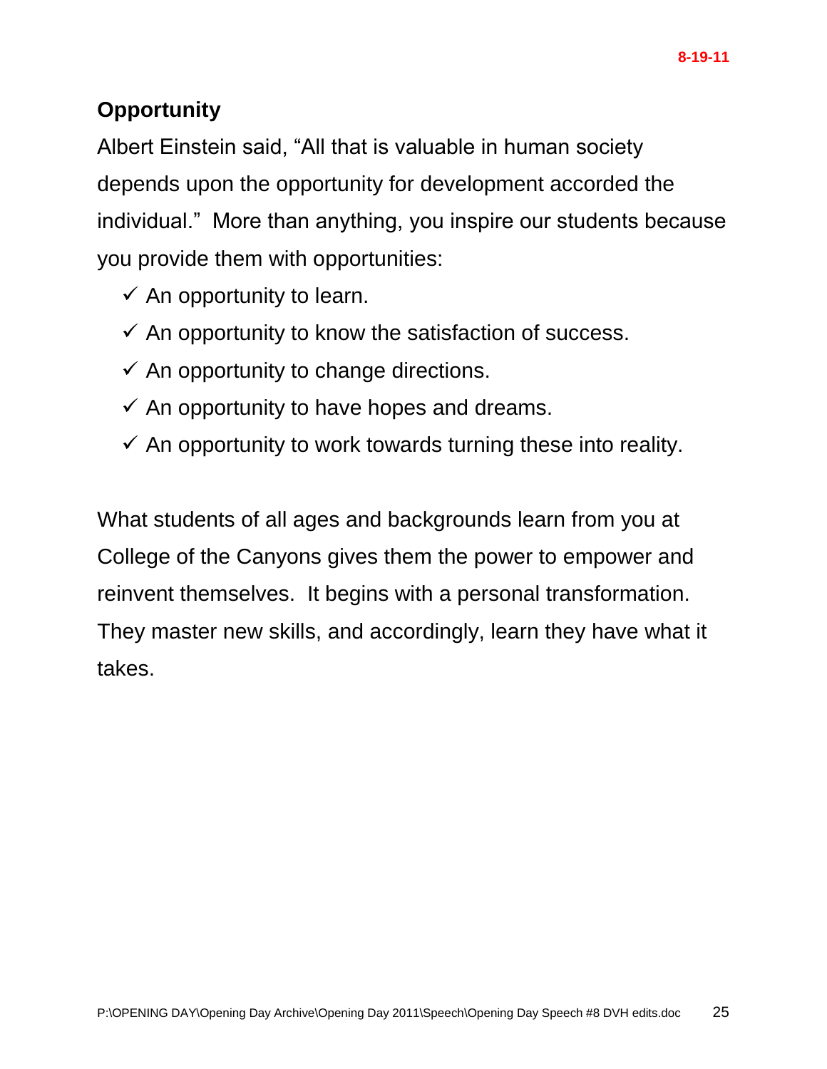## Opportunity

Albert Einstein said, "All that is valuable in human society depends upon the opportunity for development accorded the individual." More than anything, you inspire our students because you provide them with opportunities:

- ✓ An opportunity to learn.
- ✓ An opportunity to know the satisfaction of success.
- ✓ An opportunity to change directions.
- ✓ An opportunity to have hopes and dreams.
- ✓ An opportunity to work towards turning these into reality.

What students of all ages and backgrounds learn from you at College of the Canyons gives them the power to empower and reinvent themselves. It begins with a personal transformation. They master new skills, and accordingly, learn they have what it takes.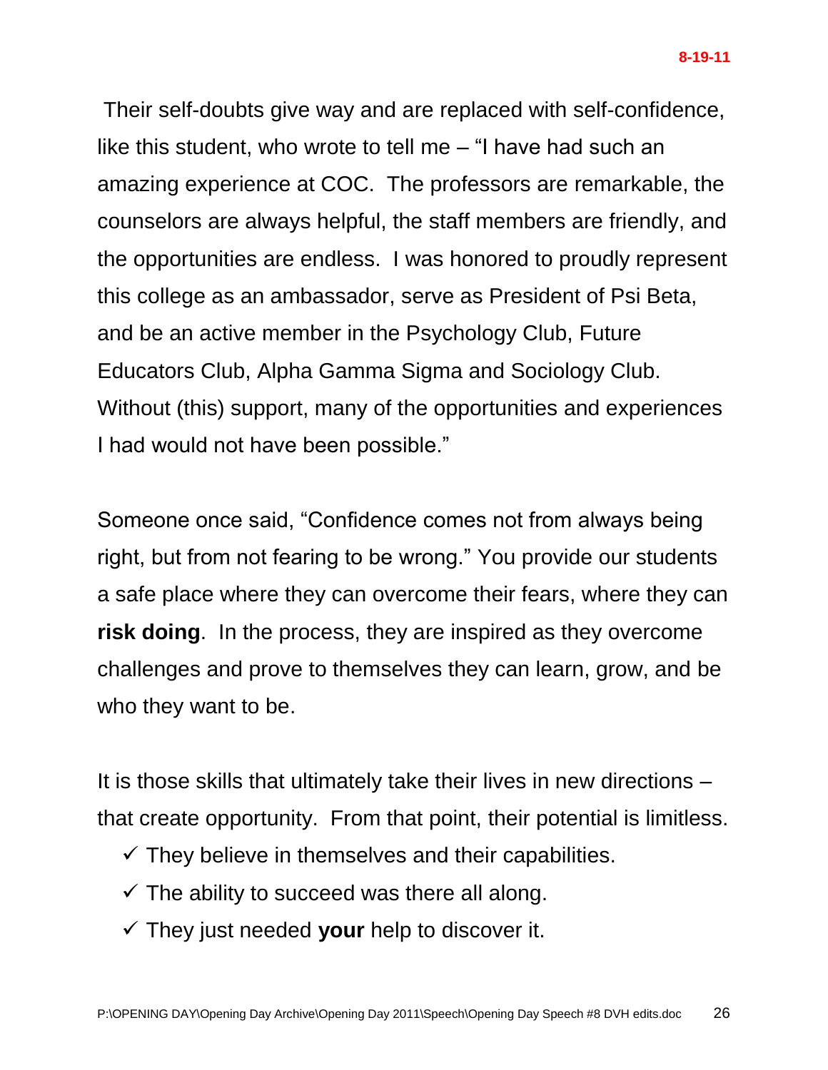Their self-doubts give way and are replaced with self-confidence, like this student, who wrote to tell me – "I have had such an amazing experience at COC. The professors are remarkable, the counselors are always helpful, the staff members are friendly, and the opportunities are endless. I was honored to proudly represent this college as an ambassador, serve as President of Psi Beta, and be an active member in the Psychology Club, Future Educators Club, Alpha Gamma Sigma and Sociology Club. Without (this) support, many of the opportunities and experiences I had would not have been possible."

Someone once said, "Confidence comes not from always being right, but from not fearing to be wrong." You provide our students a safe place where they can overcome their fears, where they can **risk doing**. In the process, they are inspired as they overcome challenges and prove to themselves they can learn, grow, and be who they want to be.

It is those skills that ultimately take their lives in new directions – that create opportunity. From that point, their potential is limitless.

- ✓ They believe in themselves and their capabilities.
- ✓ The ability to succeed was there all along.
- ✓ They just needed **your** help to discover it.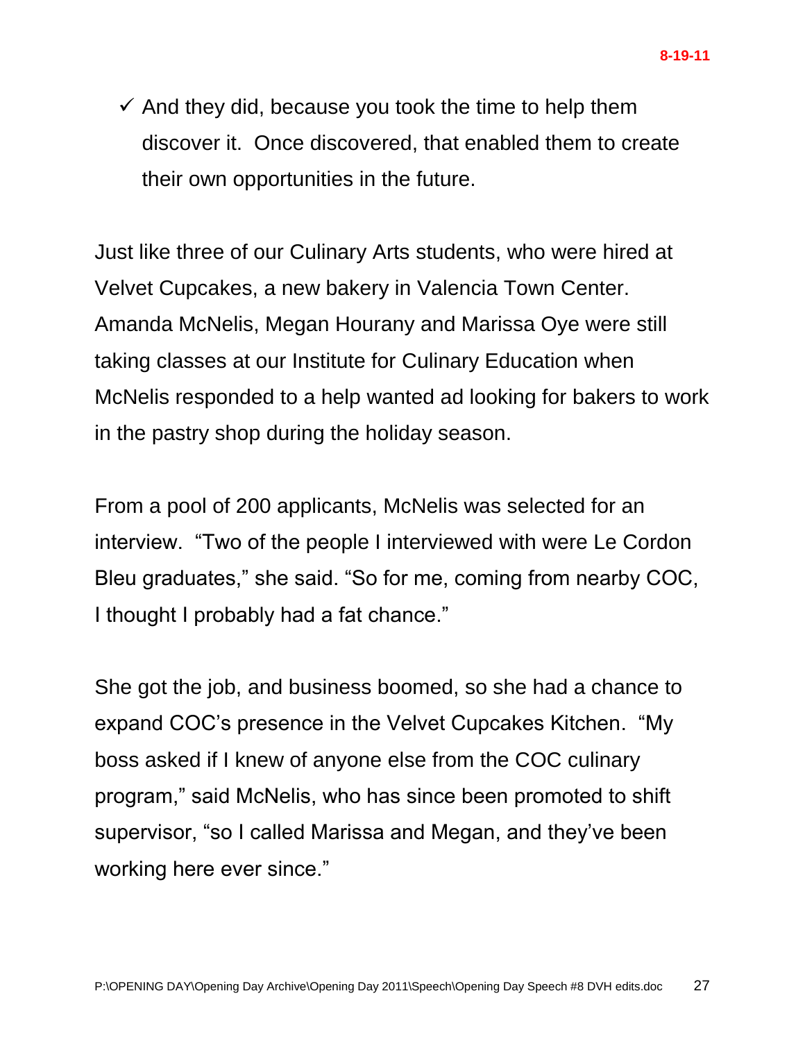- ✓ And they did, because you took the time to help them discover it. Once discovered, that enabled them to create their own opportunities in the future.

Just like three of our Culinary Arts students, who were hired at Velvet Cupcakes, a new bakery in Valencia Town Center. Amanda McNelis, Megan Hourany and Marissa Oye were still taking classes at our Institute for Culinary Education when McNelis responded to a help wanted ad looking for bakers to work in the pastry shop during the holiday season.

From a pool of 200 applicants, McNelis was selected for an interview. "Two of the people I interviewed with were Le Cordon Bleu graduates," she said. "So for me, coming from nearby COC, I thought I probably had a fat chance."

She got the job, and business boomed, so she had a chance to expand COC's presence in the Velvet Cupcakes Kitchen. "My boss asked if I knew of anyone else from the COC culinary program," said McNelis, who has since been promoted to shift supervisor, "so I called Marissa and Megan, and they've been working here ever since."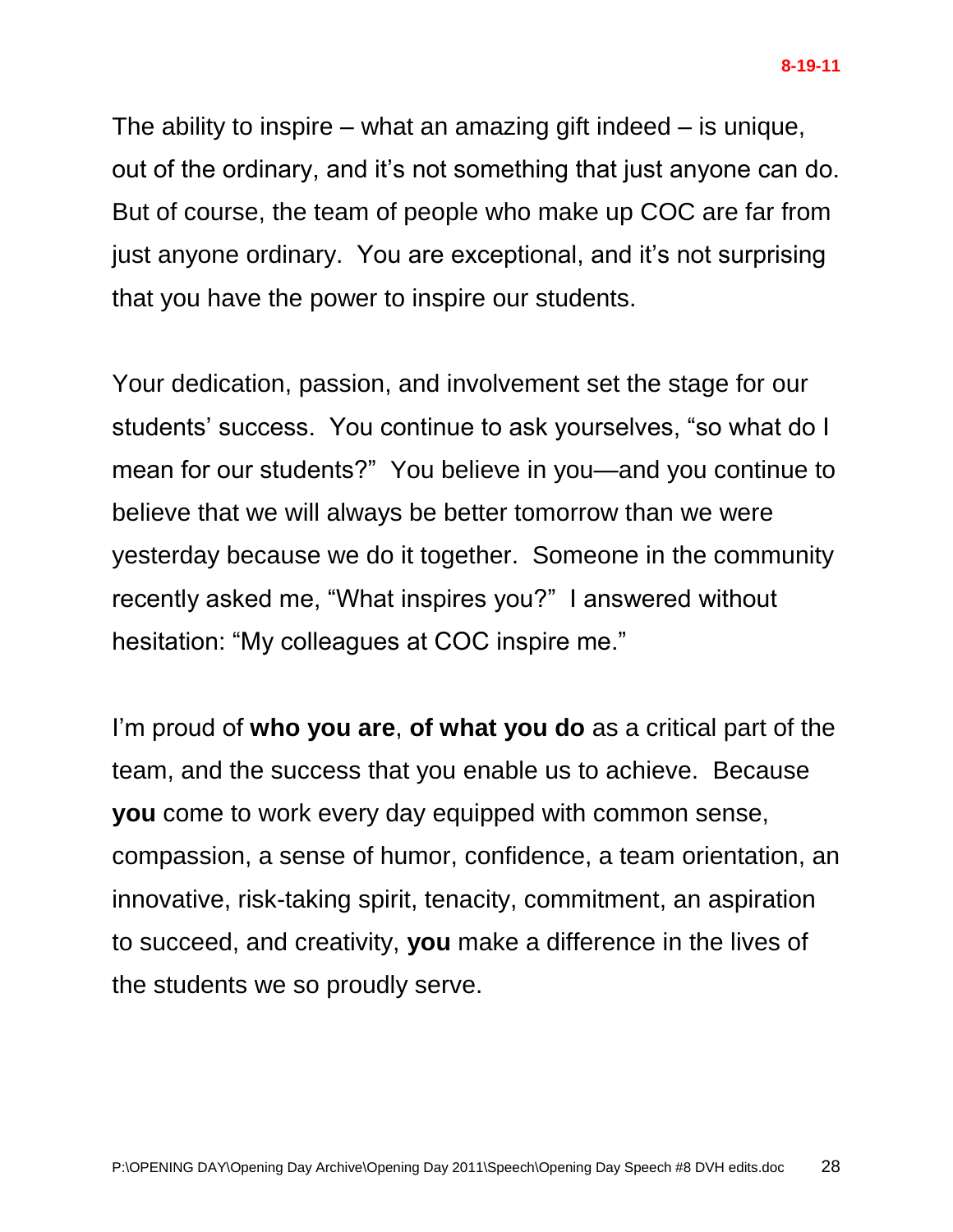The ability to inspire – what an amazing gift indeed – is unique, out of the ordinary, and it's not something that just anyone can do. But of course, the team of people who make up COC are far from just anyone ordinary. You are exceptional, and it's not surprising that you have the power to inspire our students.

Your dedication, passion, and involvement set the stage for our students' success. You continue to ask yourselves, "so what do I mean for our students?" You believe in you—and you continue to believe that we will always be better tomorrow than we were yesterday because we do it together. Someone in the community recently asked me, "What inspires you?" I answered without hesitation: "My colleagues at COC inspire me."

I'm proud of **who you are**, **of what you do** as a critical part of the team, and the success that you enable us to achieve. Because **you** come to work every day equipped with common sense, compassion, a sense of humor, confidence, a team orientation, an innovative, risk-taking spirit, tenacity, commitment, an aspiration to succeed, and creativity, **you** make a difference in the lives of the students we so proudly serve.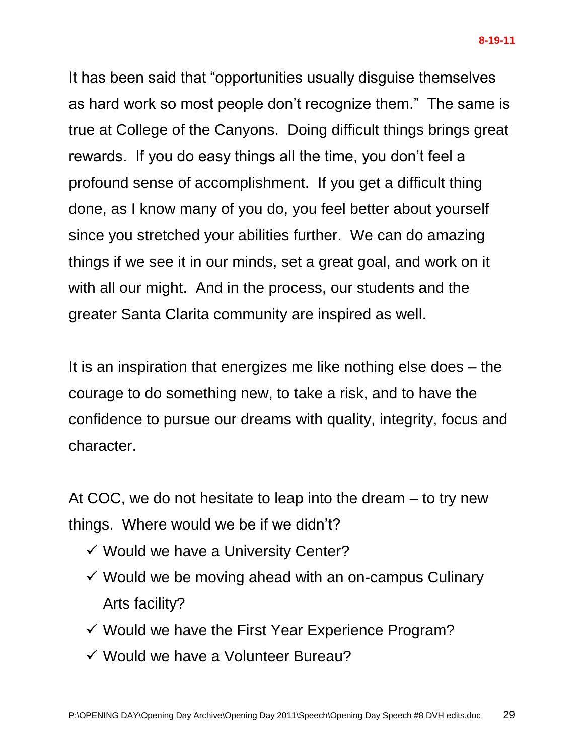It has been said that "opportunities usually disguise themselves as hard work so most people don't recognize them." The same is true at College of the Canyons. Doing difficult things brings great rewards. If you do easy things all the time, you don't feel a profound sense of accomplishment. If you get a difficult thing done, as I know many of you do, you feel better about yourself since you stretched your abilities further. We can do amazing things if we see it in our minds, set a great goal, and work on it with all our might. And in the process, our students and the greater Santa Clarita community are inspired as well.

It is an inspiration that energizes me like nothing else does – the courage to do something new, to take a risk, and to have the confidence to pursue our dreams with quality, integrity, focus and character.

At COC, we do not hesitate to leap into the dream – to try new things. Where would we be if we didn't?

- ✓ Would we have a University Center?
- ✓ Would we be moving ahead with an on-campus Culinary Arts facility?
- ✓ Would we have the First Year Experience Program?
- ✓ Would we have a Volunteer Bureau?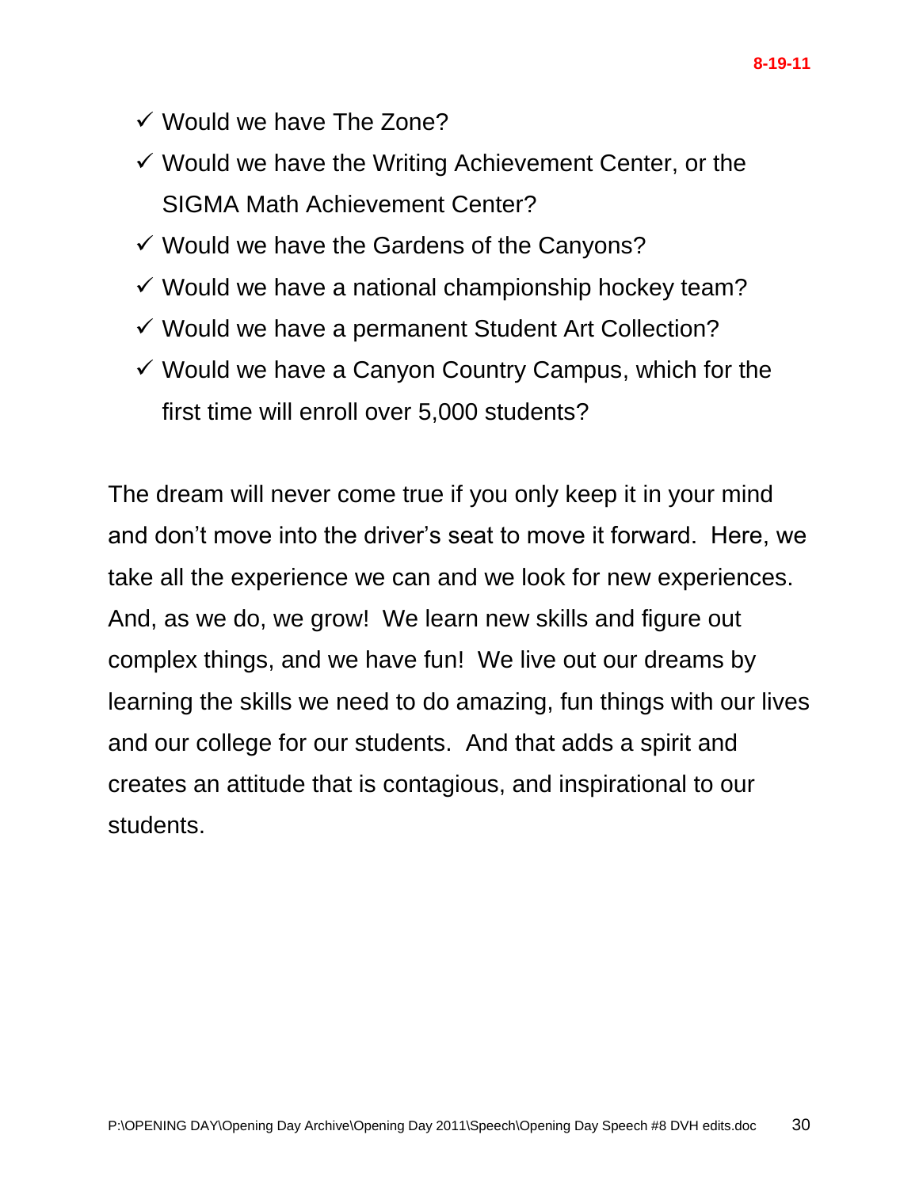- ✓ Would we have The Zone?
- ✓ Would we have the Writing Achievement Center, or the SIGMA Math Achievement Center?
- ✓ Would we have the Gardens of the Canyons?
- ✓ Would we have a national championship hockey team?
- ✓ Would we have a permanent Student Art Collection?
- ✓ Would we have a Canyon Country Campus, which for the first time will enroll over 5,000 students?

The dream will never come true if you only keep it in your mind and don't move into the driver's seat to move it forward. Here, we take all the experience we can and we look for new experiences. And, as we do, we grow! We learn new skills and figure out complex things, and we have fun! We live out our dreams by learning the skills we need to do amazing, fun things with our lives and our college for our students. And that adds a spirit and creates an attitude that is contagious, and inspirational to our students.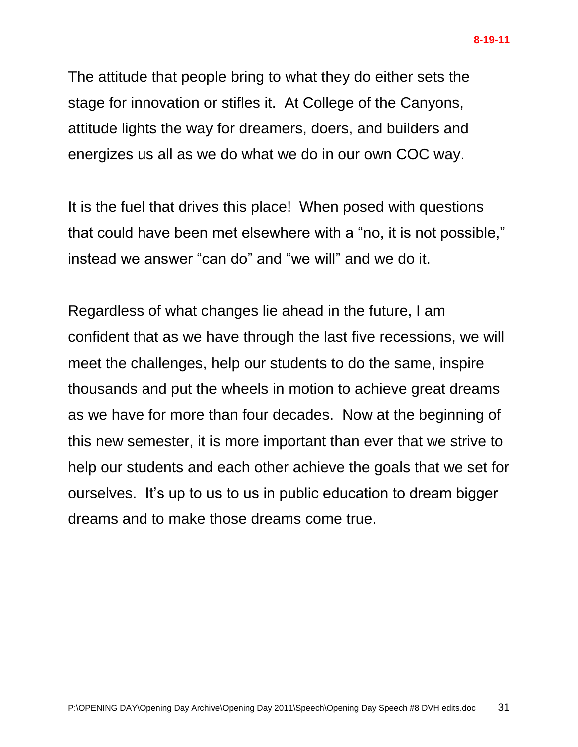The attitude that people bring to what they do either sets the stage for innovation or stifles it. At College of the Canyons, attitude lights the way for dreamers, doers, and builders and energizes us all as we do what we do in our own COC way.

It is the fuel that drives this place! When posed with questions that could have been met elsewhere with a “no, it is not possible,” instead we answer “can do” and “we will” and we do it.

Regardless of what changes lie ahead in the future, I am confident that as we have through the last five recessions, we will meet the challenges, help our students to do the same, inspire thousands and put the wheels in motion to achieve great dreams as we have for more than four decades. Now at the beginning of this new semester, it is more important than ever that we strive to help our students and each other achieve the goals that we set for ourselves. It’s up to us to us in public education to dream bigger dreams and to make those dreams come true.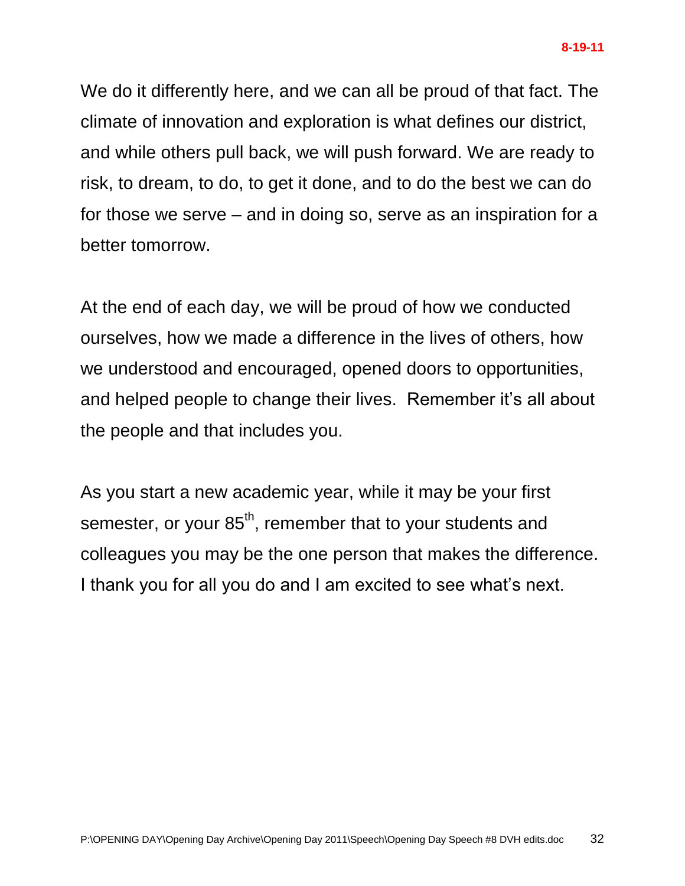We do it differently here, and we can all be proud of that fact. The climate of innovation and exploration is what defines our district, and while others pull back, we will push forward. We are ready to risk, to dream, to do, to get it done, and to do the best we can do for those we serve – and in doing so, serve as an inspiration for a better tomorrow.

At the end of each day, we will be proud of how we conducted ourselves, how we made a difference in the lives of others, how we understood and encouraged, opened doors to opportunities, and helped people to change their lives. Remember it's all about the people and that includes you.

As you start a new academic year, while it may be your first semester, or your 85th, remember that to your students and colleagues you may be the one person that makes the difference. I thank you for all you do and I am excited to see what's next.